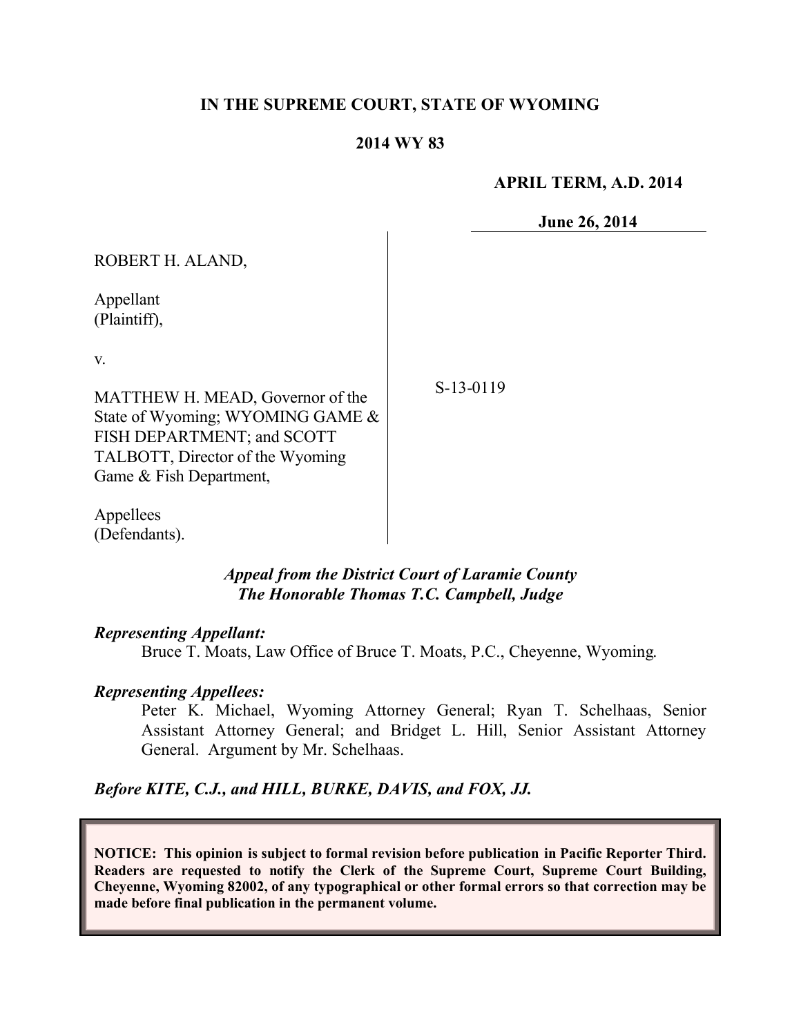# IN THE SUPREME COURT, STATE OF WYOMING

**2014 WY 83**

**APRIL TERM, A.D. 2014**

**June 26, 2014**

ROBERT H. ALAND,

Appellant
(Plaintiff),

v.

MATTHEW H. MEAD, Governor of the State of Wyoming; WYOMING GAME & FISH DEPARTMENT; and SCOTT TALBOTT, Director of the Wyoming Game & Fish Department,

Appellees
(Defendants).

S-13-0119

*Appeal from the District Court of Laramie County*
*The Honorable Thomas T.C. Campbell, Judge*

***Representing Appellant:***

Bruce T. Moats, Law Office of Bruce T. Moats, P.C., Cheyenne, Wyoming.

***Representing Appellees:***

Peter K. Michael, Wyoming Attorney General; Ryan T. Schelhaas, Senior Assistant Attorney General; and Bridget L. Hill, Senior Assistant Attorney General. Argument by Mr. Schelhaas.

***Before KITE, C.J., and HILL, BURKE, DAVIS, and FOX, JJ.***

**NOTICE: This opinion is subject to formal revision before publication in Pacific Reporter Third. Readers are requested to notify the Clerk of the Supreme Court, Supreme Court Building, Cheyenne, Wyoming 82002, of any typographical or other formal errors so that correction may be made before final publication in the permanent volume.**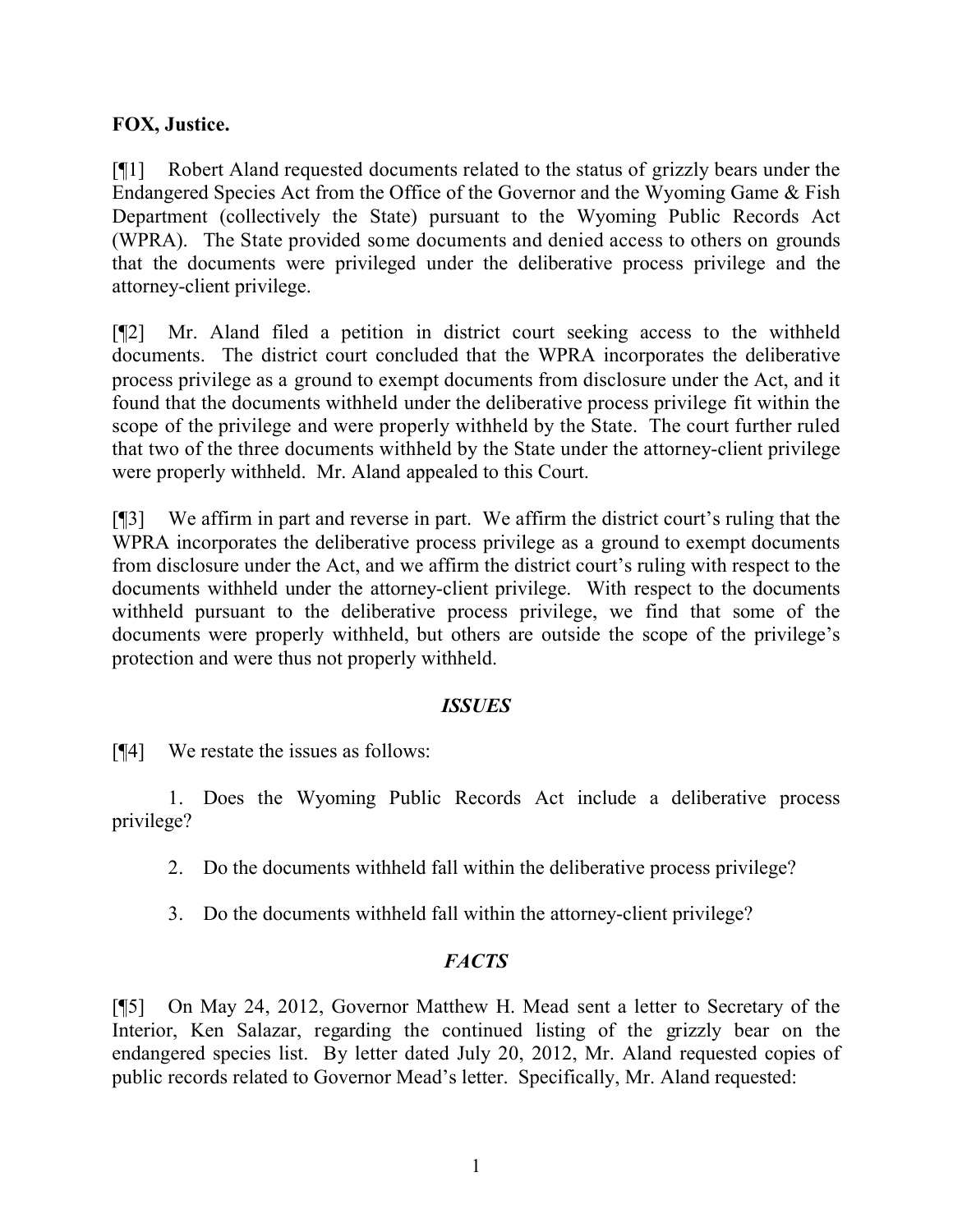**FOX, Justice.**

[¶1] Robert Aland requested documents related to the status of grizzly bears under the Endangered Species Act from the Office of the Governor and the Wyoming Game & Fish Department (collectively the State) pursuant to the Wyoming Public Records Act (WPRA). The State provided some documents and denied access to others on grounds that the documents were privileged under the deliberative process privilege and the attorney-client privilege.

[¶2] Mr. Aland filed a petition in district court seeking access to the withheld documents. The district court concluded that the WPRA incorporates the deliberative process privilege as a ground to exempt documents from disclosure under the Act, and it found that the documents withheld under the deliberative process privilege fit within the scope of the privilege and were properly withheld by the State. The court further ruled that two of the three documents withheld by the State under the attorney-client privilege were properly withheld. Mr. Aland appealed to this Court.

[¶3] We affirm in part and reverse in part. We affirm the district court's ruling that the WPRA incorporates the deliberative process privilege as a ground to exempt documents from disclosure under the Act, and we affirm the district court's ruling with respect to the documents withheld under the attorney-client privilege. With respect to the documents withheld pursuant to the deliberative process privilege, we find that some of the documents were properly withheld, but others are outside the scope of the privilege's protection and were thus not properly withheld.

## *ISSUES*

[¶4] We restate the issues as follows:

1. Does the Wyoming Public Records Act include a deliberative process privilege?

2. Do the documents withheld fall within the deliberative process privilege?

3. Do the documents withheld fall within the attorney-client privilege?

## *FACTS*

[¶5] On May 24, 2012, Governor Matthew H. Mead sent a letter to Secretary of the Interior, Ken Salazar, regarding the continued listing of the grizzly bear on the endangered species list. By letter dated July 20, 2012, Mr. Aland requested copies of public records related to Governor Mead's letter. Specifically, Mr. Aland requested: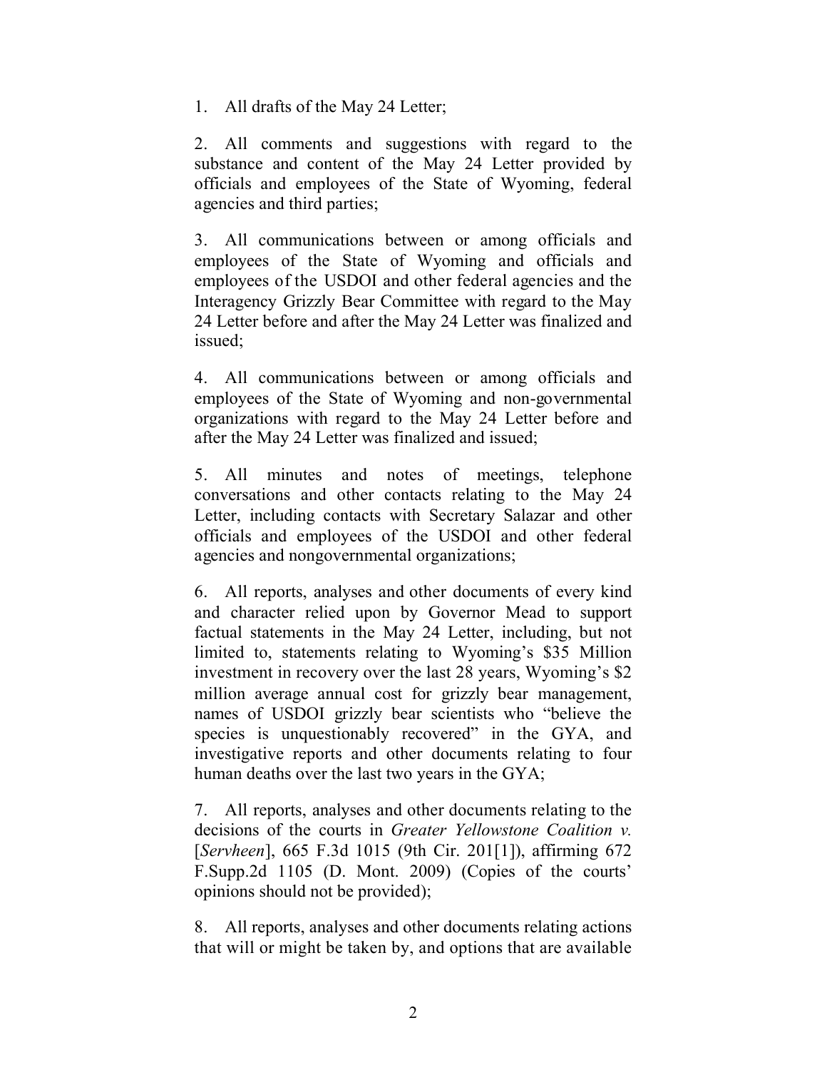1. All drafts of the May 24 Letter;

2. All comments and suggestions with regard to the substance and content of the May 24 Letter provided by officials and employees of the State of Wyoming, federal agencies and third parties;

3. All communications between or among officials and employees of the State of Wyoming and officials and employees of the USDOI and other federal agencies and the Interagency Grizzly Bear Committee with regard to the May 24 Letter before and after the May 24 Letter was finalized and issued;

4. All communications between or among officials and employees of the State of Wyoming and non-governmental organizations with regard to the May 24 Letter before and after the May 24 Letter was finalized and issued;

5. All minutes and notes of meetings, telephone conversations and other contacts relating to the May 24 Letter, including contacts with Secretary Salazar and other officials and employees of the USDOI and other federal agencies and nongovernmental organizations;

6. All reports, analyses and other documents of every kind and character relied upon by Governor Mead to support factual statements in the May 24 Letter, including, but not limited to, statements relating to Wyoming's $35 Million investment in recovery over the last 28 years, Wyoming's $2 million average annual cost for grizzly bear management, names of USDOI grizzly bear scientists who "believe the species is unquestionably recovered" in the GYA, and investigative reports and other documents relating to four human deaths over the last two years in the GYA;

7. All reports, analyses and other documents relating to the decisions of the courts in *Greater Yellowstone Coalition v.* [*Servheen*], 665 F.3d 1015 (9th Cir. 201[1]), affirming 672 F.Supp.2d 1105 (D. Mont. 2009) (Copies of the courts' opinions should not be provided);

8. All reports, analyses and other documents relating actions that will or might be taken by, and options that are available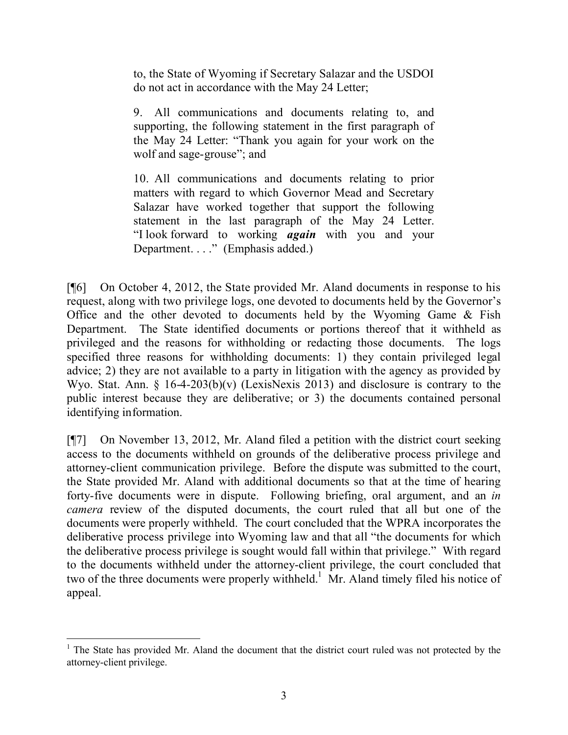> to, the State of Wyoming if Secretary Salazar and the USDOI do not act in accordance with the May 24 Letter;
>
> 9. All communications and documents relating to, and supporting, the following statement in the first paragraph of the May 24 Letter: "Thank you again for your work on the wolf and sage-grouse"; and
>
> 10. All communications and documents relating to prior matters with regard to which Governor Mead and Secretary Salazar have worked together that support the following statement in the last paragraph of the May 24 Letter. "I look forward to working ***again*** with you and your Department. . . ." (Emphasis added.)

[¶6] On October 4, 2012, the State provided Mr. Aland documents in response to his request, along with two privilege logs, one devoted to documents held by the Governor's Office and the other devoted to documents held by the Wyoming Game & Fish Department. The State identified documents or portions thereof that it withheld as privileged and the reasons for withholding or redacting those documents. The logs specified three reasons for withholding documents: 1) they contain privileged legal advice; 2) they are not available to a party in litigation with the agency as provided by Wyo. Stat. Ann. § 16-4-203(b)(v) (LexisNexis 2013) and disclosure is contrary to the public interest because they are deliberative; or 3) the documents contained personal identifying information.

[¶7] On November 13, 2012, Mr. Aland filed a petition with the district court seeking access to the documents withheld on grounds of the deliberative process privilege and attorney-client communication privilege. Before the dispute was submitted to the court, the State provided Mr. Aland with additional documents so that at the time of hearing forty-five documents were in dispute. Following briefing, oral argument, and an *in camera* review of the disputed documents, the court ruled that all but one of the documents were properly withheld. The court concluded that the WPRA incorporates the deliberative process privilege into Wyoming law and that all "the documents for which the deliberative process privilege is sought would fall within that privilege." With regard to the documents withheld under the attorney-client privilege, the court concluded that two of the three documents were properly withheld.[1] Mr. Aland timely filed his notice of appeal.

---

[1] The State has provided Mr. Aland the document that the district court ruled was not protected by the attorney-client privilege.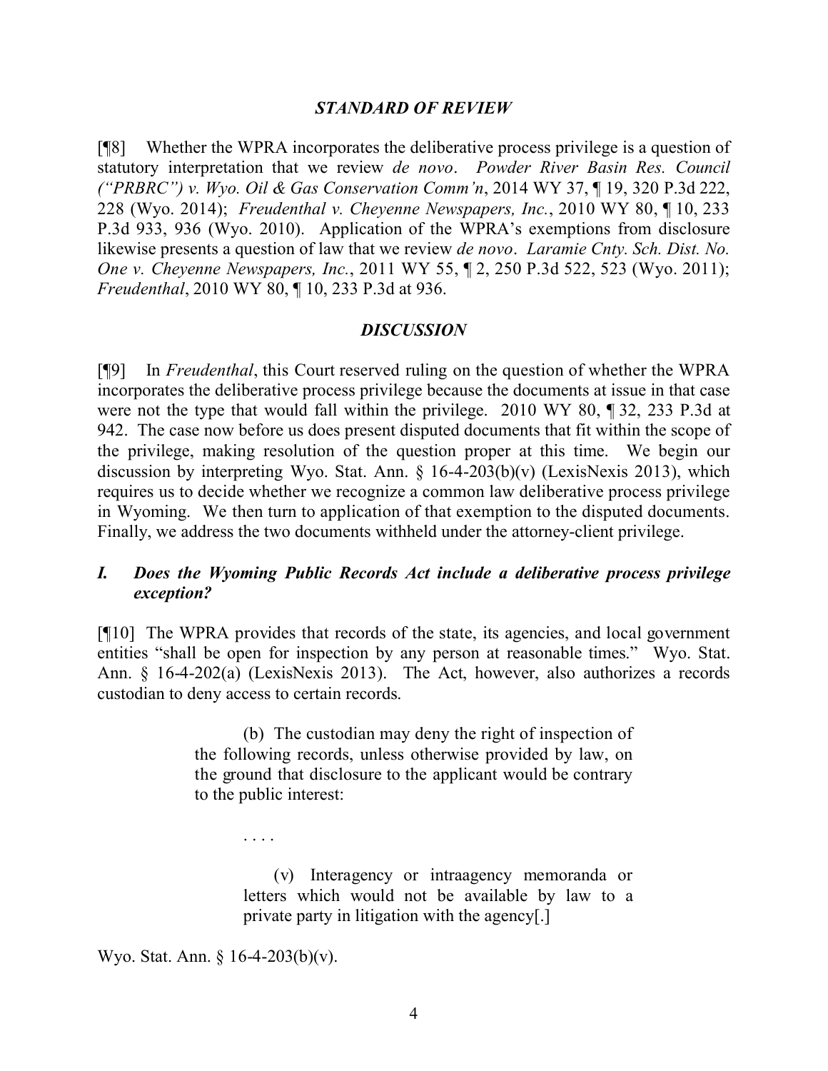### *STANDARD OF REVIEW*

[¶8] Whether the WPRA incorporates the deliberative process privilege is a question of statutory interpretation that we review *de novo*. *Powder River Basin Res. Council ("PRBRC") v. Wyo. Oil & Gas Conservation Comm'n*, 2014 WY 37, ¶ 19, 320 P.3d 222, 228 (Wyo. 2014); *Freudenthal v. Cheyenne Newspapers, Inc.*, 2010 WY 80, ¶ 10, 233 P.3d 933, 936 (Wyo. 2010). Application of the WPRA's exemptions from disclosure likewise presents a question of law that we review *de novo*. *Laramie Cnty. Sch. Dist. No. One v. Cheyenne Newspapers, Inc.*, 2011 WY 55, ¶ 2, 250 P.3d 522, 523 (Wyo. 2011); *Freudenthal*, 2010 WY 80, ¶ 10, 233 P.3d at 936.

### *DISCUSSION*

[¶9] In *Freudenthal*, this Court reserved ruling on the question of whether the WPRA incorporates the deliberative process privilege because the documents at issue in that case were not the type that would fall within the privilege. 2010 WY 80, ¶ 32, 233 P.3d at 942. The case now before us does present disputed documents that fit within the scope of the privilege, making resolution of the question proper at this time. We begin our discussion by interpreting Wyo. Stat. Ann. § 16-4-203(b)(v) (LexisNexis 2013), which requires us to decide whether we recognize a common law deliberative process privilege in Wyoming. We then turn to application of that exemption to the disputed documents. Finally, we address the two documents withheld under the attorney-client privilege.

#### *I. Does the Wyoming Public Records Act include a deliberative process privilege exception?*

[¶10] The WPRA provides that records of the state, its agencies, and local government entities "shall be open for inspection by any person at reasonable times." Wyo. Stat. Ann. § 16-4-202(a) (LexisNexis 2013). The Act, however, also authorizes a records custodian to deny access to certain records.

> (b) The custodian may deny the right of inspection of the following records, unless otherwise provided by law, on the ground that disclosure to the applicant would be contrary to the public interest:
>
> . . . .
>
> (v) Interagency or intraagency memoranda or letters which would not be available by law to a private party in litigation with the agency[.]

Wyo. Stat. Ann. § 16-4-203(b)(v).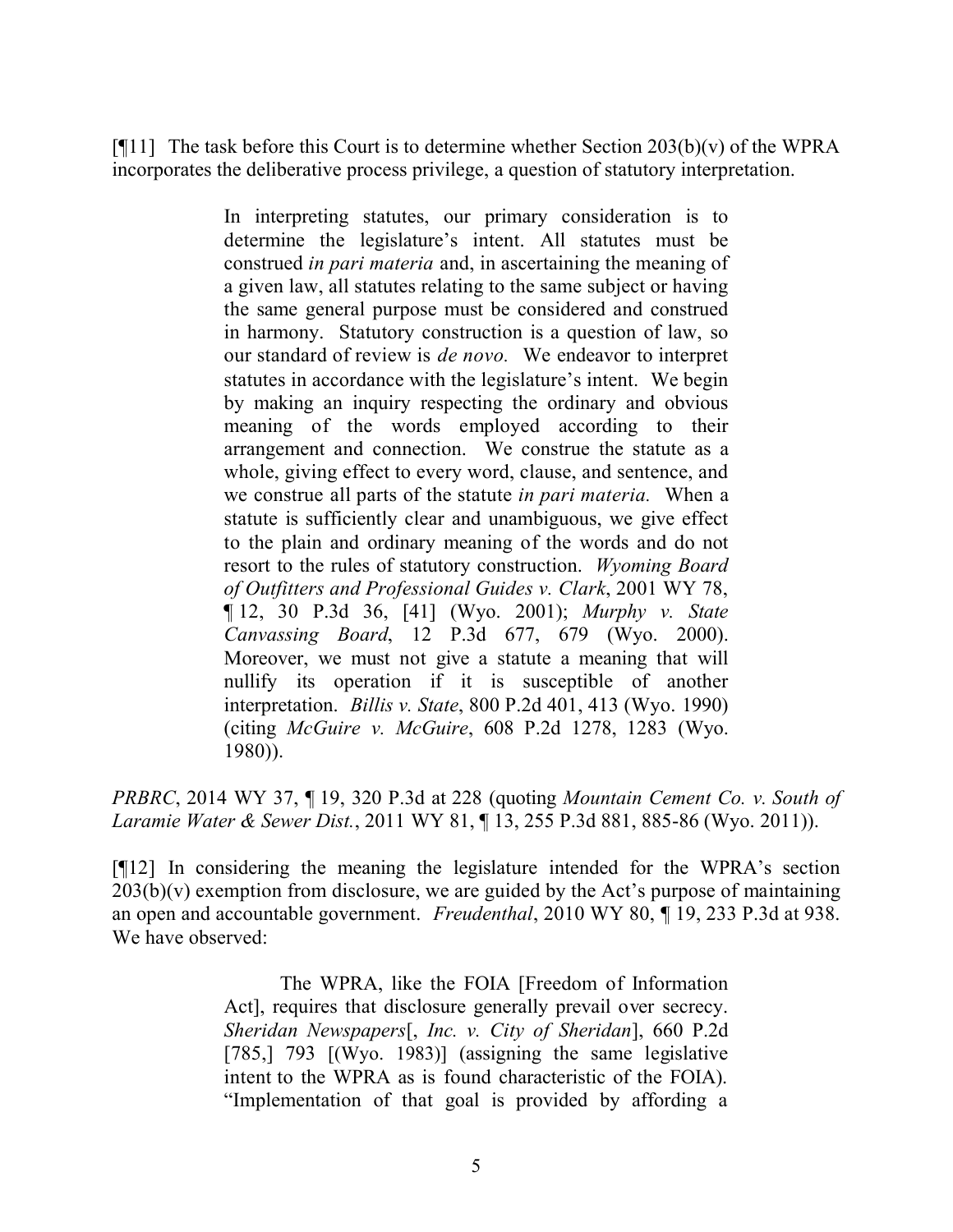[¶11] The task before this Court is to determine whether Section 203(b)(v) of the WPRA incorporates the deliberative process privilege, a question of statutory interpretation.

> In interpreting statutes, our primary consideration is to determine the legislature's intent. All statutes must be construed *in pari materia* and, in ascertaining the meaning of a given law, all statutes relating to the same subject or having the same general purpose must be considered and construed in harmony. Statutory construction is a question of law, so our standard of review is *de novo.* We endeavor to interpret statutes in accordance with the legislature's intent. We begin by making an inquiry respecting the ordinary and obvious meaning of the words employed according to their arrangement and connection. We construe the statute as a whole, giving effect to every word, clause, and sentence, and we construe all parts of the statute *in pari materia.* When a statute is sufficiently clear and unambiguous, we give effect to the plain and ordinary meaning of the words and do not resort to the rules of statutory construction. *Wyoming Board of Outfitters and Professional Guides v. Clark*, 2001 WY 78, ¶ 12, 30 P.3d 36, [41] (Wyo. 2001); *Murphy v. State Canvassing Board*, 12 P.3d 677, 679 (Wyo. 2000). Moreover, we must not give a statute a meaning that will nullify its operation if it is susceptible of another interpretation. *Billis v. State*, 800 P.2d 401, 413 (Wyo. 1990) (citing *McGuire v. McGuire*, 608 P.2d 1278, 1283 (Wyo. 1980)).

*PRBRC*, 2014 WY 37, ¶ 19, 320 P.3d at 228 (quoting *Mountain Cement Co. v. South of Laramie Water & Sewer Dist.*, 2011 WY 81, ¶ 13, 255 P.3d 881, 885-86 (Wyo. 2011)).

[¶12] In considering the meaning the legislature intended for the WPRA's section 203(b)(v) exemption from disclosure, we are guided by the Act's purpose of maintaining an open and accountable government. *Freudenthal*, 2010 WY 80, ¶ 19, 233 P.3d at 938. We have observed:

> The WPRA, like the FOIA [Freedom of Information Act], requires that disclosure generally prevail over secrecy. *Sheridan Newspapers*[, *Inc. v. City of Sheridan*], 660 P.2d [785,] 793 [(Wyo. 1983)] (assigning the same legislative intent to the WPRA as is found characteristic of the FOIA). "Implementation of that goal is provided by affording a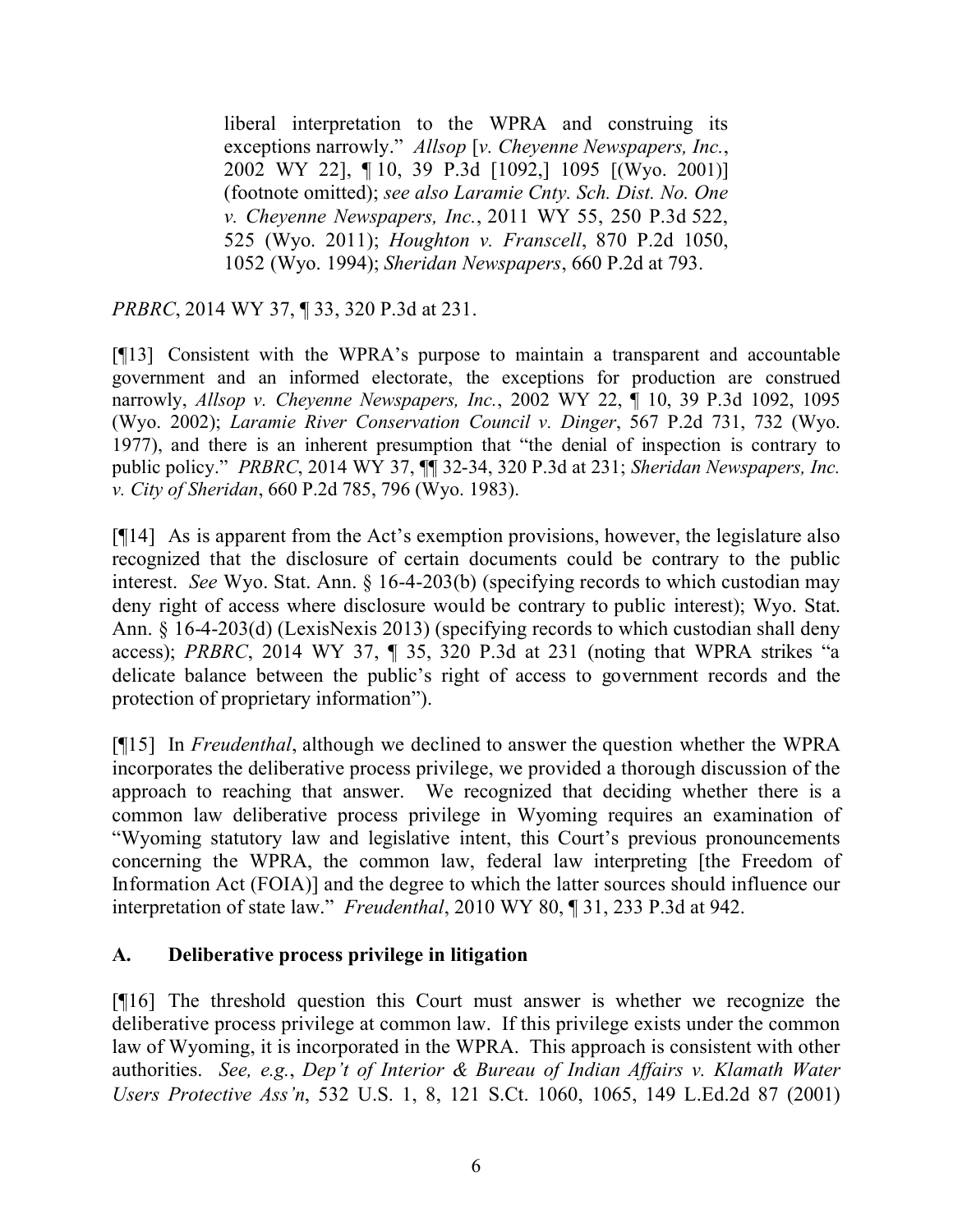> liberal interpretation to the WPRA and construing its exceptions narrowly." *Allsop* [*v. Cheyenne Newspapers, Inc.*, 2002 WY 22], ¶ 10, 39 P.3d [1092,] 1095 [(Wyo. 2001)] (footnote omitted); *see also Laramie Cnty. Sch. Dist. No. One v. Cheyenne Newspapers, Inc.*, 2011 WY 55, 250 P.3d 522, 525 (Wyo. 2011); *Houghton v. Franscell*, 870 P.2d 1050, 1052 (Wyo. 1994); *Sheridan Newspapers*, 660 P.2d at 793.

*PRBRC*, 2014 WY 37, ¶ 33, 320 P.3d at 231.

[¶13] Consistent with the WPRA's purpose to maintain a transparent and accountable government and an informed electorate, the exceptions for production are construed narrowly, *Allsop v. Cheyenne Newspapers, Inc.*, 2002 WY 22, ¶ 10, 39 P.3d 1092, 1095 (Wyo. 2002); *Laramie River Conservation Council v. Dinger*, 567 P.2d 731, 732 (Wyo. 1977), and there is an inherent presumption that "the denial of inspection is contrary to public policy." *PRBRC*, 2014 WY 37, ¶¶ 32-34, 320 P.3d at 231; *Sheridan Newspapers, Inc. v. City of Sheridan*, 660 P.2d 785, 796 (Wyo. 1983).

[¶14] As is apparent from the Act's exemption provisions, however, the legislature also recognized that the disclosure of certain documents could be contrary to the public interest. *See* Wyo. Stat. Ann. § 16-4-203(b) (specifying records to which custodian may deny right of access where disclosure would be contrary to public interest); Wyo. Stat. Ann. § 16-4-203(d) (LexisNexis 2013) (specifying records to which custodian shall deny access); *PRBRC*, 2014 WY 37, ¶ 35, 320 P.3d at 231 (noting that WPRA strikes "a delicate balance between the public's right of access to government records and the protection of proprietary information").

[¶15] In *Freudenthal*, although we declined to answer the question whether the WPRA incorporates the deliberative process privilege, we provided a thorough discussion of the approach to reaching that answer. We recognized that deciding whether there is a common law deliberative process privilege in Wyoming requires an examination of "Wyoming statutory law and legislative intent, this Court's previous pronouncements concerning the WPRA, the common law, federal law interpreting [the Freedom of Information Act (FOIA)] and the degree to which the latter sources should influence our interpretation of state law." *Freudenthal*, 2010 WY 80, ¶ 31, 233 P.3d at 942.

## A. Deliberative process privilege in litigation

[¶16] The threshold question this Court must answer is whether we recognize the deliberative process privilege at common law. If this privilege exists under the common law of Wyoming, it is incorporated in the WPRA. This approach is consistent with other authorities. *See, e.g.*, *Dep't of Interior & Bureau of Indian Affairs v. Klamath Water Users Protective Ass'n*, 532 U.S. 1, 8, 121 S.Ct. 1060, 1065, 149 L.Ed.2d 87 (2001)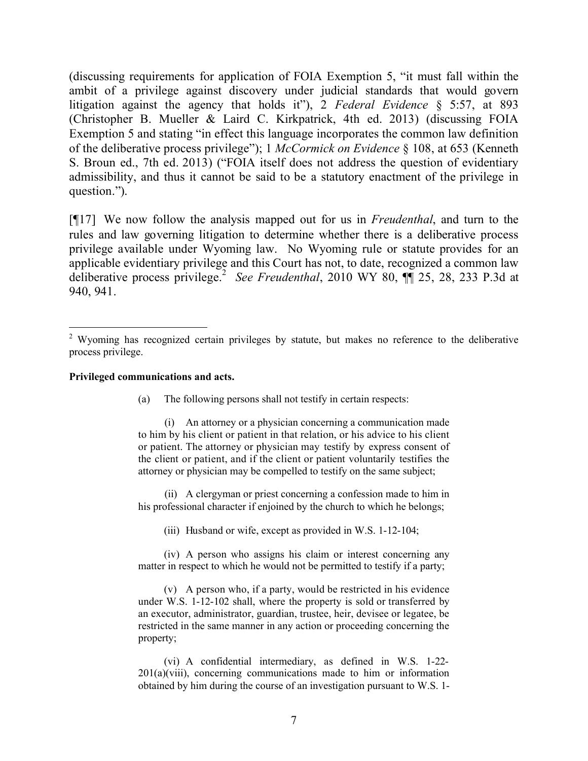(discussing requirements for application of FOIA Exemption 5, "it must fall within the ambit of a privilege against discovery under judicial standards that would govern litigation against the agency that holds it"), 2 *Federal Evidence* § 5:57, at 893 (Christopher B. Mueller & Laird C. Kirkpatrick, 4th ed. 2013) (discussing FOIA Exemption 5 and stating "in effect this language incorporates the common law definition of the deliberative process privilege"); 1 *McCormick on Evidence* § 108, at 653 (Kenneth S. Broun ed., 7th ed. 2013) ("FOIA itself does not address the question of evidentiary admissibility, and thus it cannot be said to be a statutory enactment of the privilege in question.").

[¶17] We now follow the analysis mapped out for us in *Freudenthal*, and turn to the rules and law governing litigation to determine whether there is a deliberative process privilege available under Wyoming law. No Wyoming rule or statute provides for an applicable evidentiary privilege and this Court has not, to date, recognized a common law deliberative process privilege.[2] *See Freudenthal*, 2010 WY 80, ¶¶ 25, 28, 233 P.3d at 940, 941.

---

[2] Wyoming has recognized certain privileges by statute, but makes no reference to the deliberative process privilege.

**Privileged communications and acts.**

> (a) The following persons shall not testify in certain respects:
>
> (i) An attorney or a physician concerning a communication made to him by his client or patient in that relation, or his advice to his client or patient. The attorney or physician may testify by express consent of the client or patient, and if the client or patient voluntarily testifies the attorney or physician may be compelled to testify on the same subject;
>
> (ii) A clergyman or priest concerning a confession made to him in his professional character if enjoined by the church to which he belongs;
>
> (iii) Husband or wife, except as provided in W.S. 1-12-104;
>
> (iv) A person who assigns his claim or interest concerning any matter in respect to which he would not be permitted to testify if a party;
>
> (v) A person who, if a party, would be restricted in his evidence under W.S. 1-12-102 shall, where the property is sold or transferred by an executor, administrator, guardian, trustee, heir, devisee or legatee, be restricted in the same manner in any action or proceeding concerning the property;
>
> (vi) A confidential intermediary, as defined in W.S. 1-22-201(a)(viii), concerning communications made to him or information obtained by him during the course of an investigation pursuant to W.S. 1-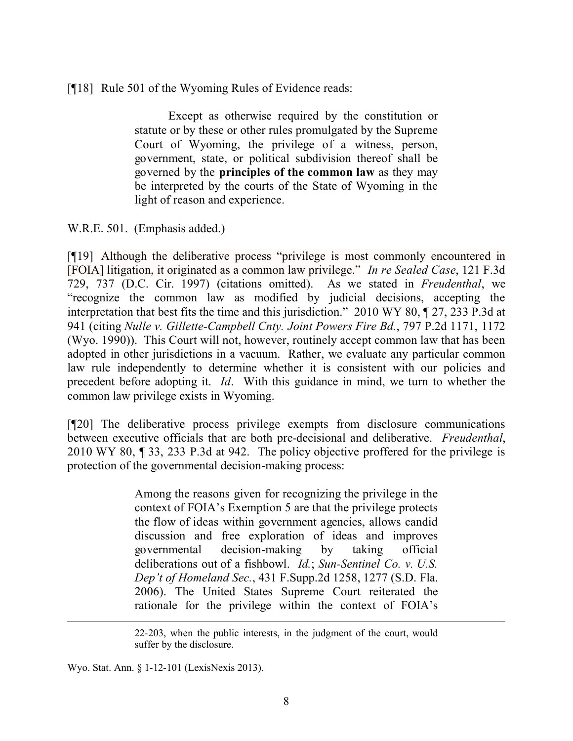[¶18] Rule 501 of the Wyoming Rules of Evidence reads:

> Except as otherwise required by the constitution or statute or by these or other rules promulgated by the Supreme Court of Wyoming, the privilege of a witness, person, government, state, or political subdivision thereof shall be governed by the **principles of the common law** as they may be interpreted by the courts of the State of Wyoming in the light of reason and experience.

W.R.E. 501. (Emphasis added.)

[¶19] Although the deliberative process "privilege is most commonly encountered in [FOIA] litigation, it originated as a common law privilege." *In re Sealed Case*, 121 F.3d 729, 737 (D.C. Cir. 1997) (citations omitted). As we stated in *Freudenthal*, we "recognize the common law as modified by judicial decisions, accepting the interpretation that best fits the time and this jurisdiction." 2010 WY 80, ¶ 27, 233 P.3d at 941 (citing *Nulle v. Gillette-Campbell Cnty. Joint Powers Fire Bd.*, 797 P.2d 1171, 1172 (Wyo. 1990)). This Court will not, however, routinely accept common law that has been adopted in other jurisdictions in a vacuum. Rather, we evaluate any particular common law rule independently to determine whether it is consistent with our policies and precedent before adopting it. *Id*. With this guidance in mind, we turn to whether the common law privilege exists in Wyoming.

[¶20] The deliberative process privilege exempts from disclosure communications between executive officials that are both pre-decisional and deliberative. *Freudenthal*, 2010 WY 80, ¶ 33, 233 P.3d at 942. The policy objective proffered for the privilege is protection of the governmental decision-making process:

> Among the reasons given for recognizing the privilege in the context of FOIA's Exemption 5 are that the privilege protects the flow of ideas within government agencies, allows candid discussion and free exploration of ideas and improves governmental decision-making by taking official deliberations out of a fishbowl. *Id.*; *Sun-Sentinel Co. v. U.S. Dep't of Homeland Sec.*, 431 F.Supp.2d 1258, 1277 (S.D. Fla. 2006). The United States Supreme Court reiterated the rationale for the privilege within the context of FOIA's

---

> 22-203, when the public interests, in the judgment of the court, would suffer by the disclosure.

Wyo. Stat. Ann. § 1-12-101 (LexisNexis 2013).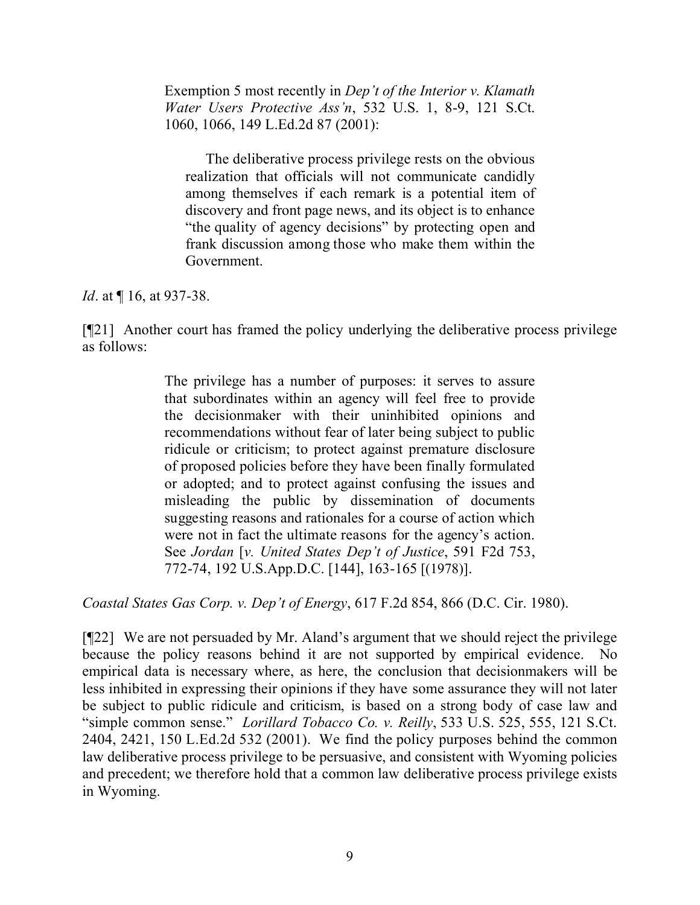Exemption 5 most recently in *Dep't of the Interior v. Klamath Water Users Protective Ass'n*, 532 U.S. 1, 8-9, 121 S.Ct. 1060, 1066, 149 L.Ed.2d 87 (2001):

> The deliberative process privilege rests on the obvious realization that officials will not communicate candidly among themselves if each remark is a potential item of discovery and front page news, and its object is to enhance "the quality of agency decisions" by protecting open and frank discussion among those who make them within the Government.

*Id*. at ¶ 16, at 937-38.

[¶21] Another court has framed the policy underlying the deliberative process privilege as follows:

> The privilege has a number of purposes: it serves to assure that subordinates within an agency will feel free to provide the decisionmaker with their uninhibited opinions and recommendations without fear of later being subject to public ridicule or criticism; to protect against premature disclosure of proposed policies before they have been finally formulated or adopted; and to protect against confusing the issues and misleading the public by dissemination of documents suggesting reasons and rationales for a course of action which were not in fact the ultimate reasons for the agency's action. See *Jordan* [*v. United States Dep't of Justice*, 591 F2d 753, 772-74, 192 U.S.App.D.C. [144], 163-165 [(1978)].

*Coastal States Gas Corp. v. Dep't of Energy*, 617 F.2d 854, 866 (D.C. Cir. 1980).

[¶22] We are not persuaded by Mr. Aland's argument that we should reject the privilege because the policy reasons behind it are not supported by empirical evidence. No empirical data is necessary where, as here, the conclusion that decisionmakers will be less inhibited in expressing their opinions if they have some assurance they will not later be subject to public ridicule and criticism, is based on a strong body of case law and "simple common sense." *Lorillard Tobacco Co. v. Reilly*, 533 U.S. 525, 555, 121 S.Ct. 2404, 2421, 150 L.Ed.2d 532 (2001). We find the policy purposes behind the common law deliberative process privilege to be persuasive, and consistent with Wyoming policies and precedent; we therefore hold that a common law deliberative process privilege exists in Wyoming.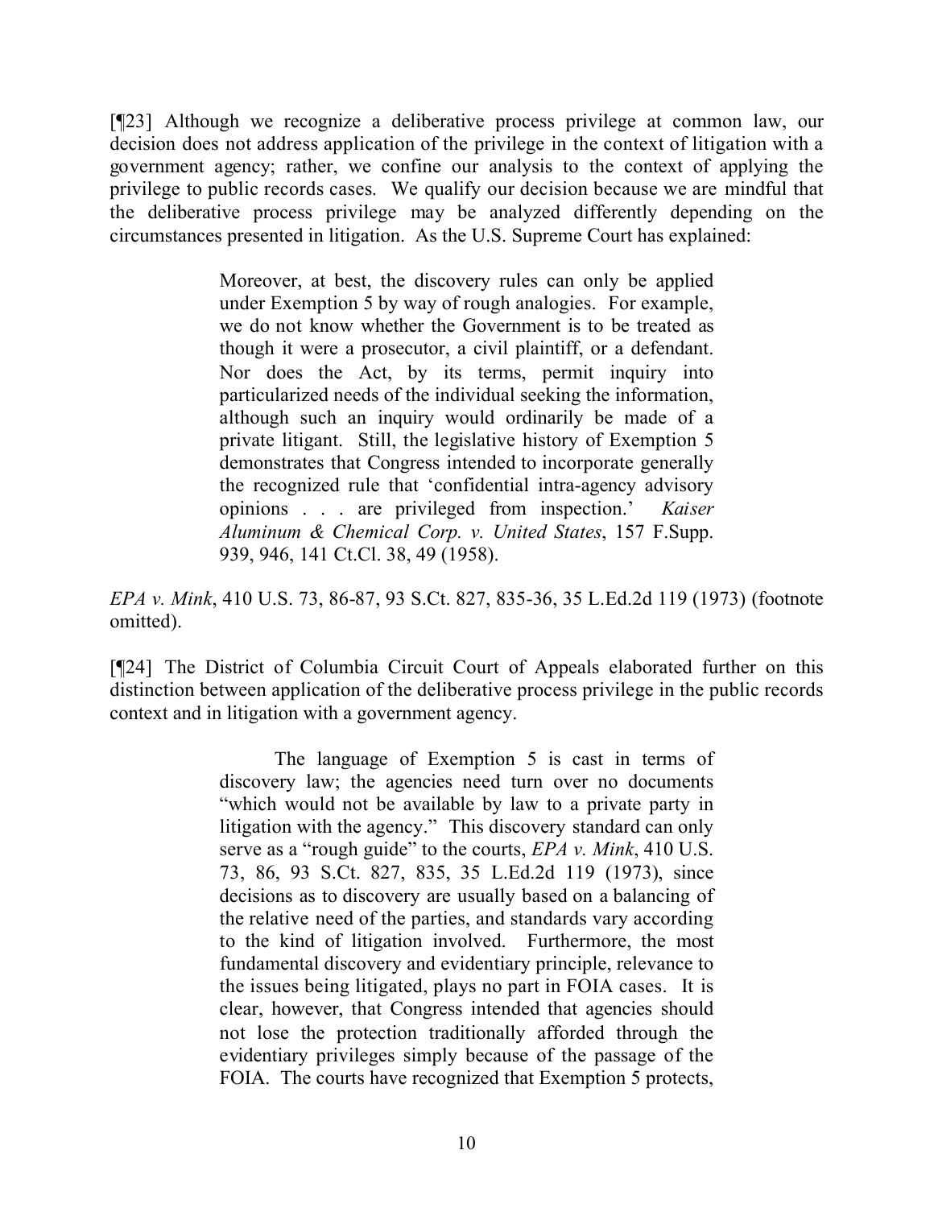[¶23] Although we recognize a deliberative process privilege at common law, our decision does not address application of the privilege in the context of litigation with a government agency; rather, we confine our analysis to the context of applying the privilege to public records cases. We qualify our decision because we are mindful that the deliberative process privilege may be analyzed differently depending on the circumstances presented in litigation. As the U.S. Supreme Court has explained:

> Moreover, at best, the discovery rules can only be applied under Exemption 5 by way of rough analogies. For example, we do not know whether the Government is to be treated as though it were a prosecutor, a civil plaintiff, or a defendant. Nor does the Act, by its terms, permit inquiry into particularized needs of the individual seeking the information, although such an inquiry would ordinarily be made of a private litigant. Still, the legislative history of Exemption 5 demonstrates that Congress intended to incorporate generally the recognized rule that 'confidential intra-agency advisory opinions . . . are privileged from inspection.' *Kaiser Aluminum & Chemical Corp. v. United States*, 157 F.Supp. 939, 946, 141 Ct.Cl. 38, 49 (1958).

*EPA v. Mink*, 410 U.S. 73, 86-87, 93 S.Ct. 827, 835-36, 35 L.Ed.2d 119 (1973) (footnote omitted).

[¶24] The District of Columbia Circuit Court of Appeals elaborated further on this distinction between application of the deliberative process privilege in the public records context and in litigation with a government agency.

> The language of Exemption 5 is cast in terms of discovery law; the agencies need turn over no documents "which would not be available by law to a private party in litigation with the agency." This discovery standard can only serve as a "rough guide" to the courts, *EPA v. Mink*, 410 U.S. 73, 86, 93 S.Ct. 827, 835, 35 L.Ed.2d 119 (1973), since decisions as to discovery are usually based on a balancing of the relative need of the parties, and standards vary according to the kind of litigation involved. Furthermore, the most fundamental discovery and evidentiary principle, relevance to the issues being litigated, plays no part in FOIA cases. It is clear, however, that Congress intended that agencies should not lose the protection traditionally afforded through the evidentiary privileges simply because of the passage of the FOIA. The courts have recognized that Exemption 5 protects,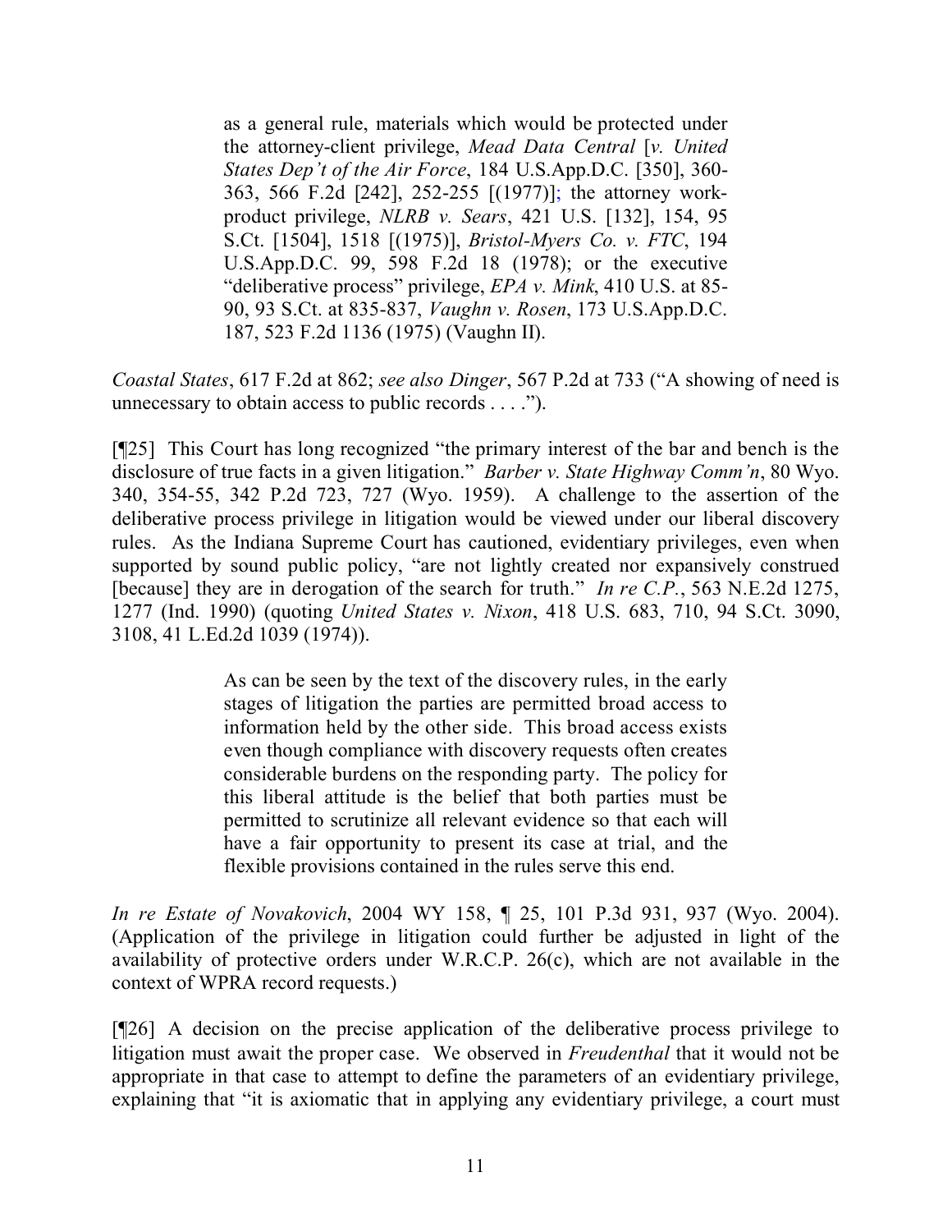> as a general rule, materials which would be protected under the attorney-client privilege, *Mead Data Central* [*v. United States Dep't of the Air Force*, 184 U.S.App.D.C. [350], 360-363, 566 F.2d [242], 252-255 [(1977)]; the attorney work-product privilege, *NLRB v. Sears*, 421 U.S. [132], 154, 95 S.Ct. [1504], 1518 [(1975)], *Bristol-Myers Co. v. FTC*, 194 U.S.App.D.C. 99, 598 F.2d 18 (1978); or the executive "deliberative process" privilege, *EPA v. Mink*, 410 U.S. at 85-90, 93 S.Ct. at 835-837, *Vaughn v. Rosen*, 173 U.S.App.D.C. 187, 523 F.2d 1136 (1975) (Vaughn II).

*Coastal States*, 617 F.2d at 862; *see also Dinger*, 567 P.2d at 733 ("A showing of need is unnecessary to obtain access to public records . . . .").

[¶25] This Court has long recognized "the primary interest of the bar and bench is the disclosure of true facts in a given litigation." *Barber v. State Highway Comm'n*, 80 Wyo. 340, 354-55, 342 P.2d 723, 727 (Wyo. 1959). A challenge to the assertion of the deliberative process privilege in litigation would be viewed under our liberal discovery rules. As the Indiana Supreme Court has cautioned, evidentiary privileges, even when supported by sound public policy, "are not lightly created nor expansively construed [because] they are in derogation of the search for truth." *In re C.P.*, 563 N.E.2d 1275, 1277 (Ind. 1990) (quoting *United States v. Nixon*, 418 U.S. 683, 710, 94 S.Ct. 3090, 3108, 41 L.Ed.2d 1039 (1974)).

> As can be seen by the text of the discovery rules, in the early stages of litigation the parties are permitted broad access to information held by the other side. This broad access exists even though compliance with discovery requests often creates considerable burdens on the responding party. The policy for this liberal attitude is the belief that both parties must be permitted to scrutinize all relevant evidence so that each will have a fair opportunity to present its case at trial, and the flexible provisions contained in the rules serve this end.

*In re Estate of Novakovich*, 2004 WY 158, ¶ 25, 101 P.3d 931, 937 (Wyo. 2004). (Application of the privilege in litigation could further be adjusted in light of the availability of protective orders under W.R.C.P. 26(c), which are not available in the context of WPRA record requests.)

[¶26] A decision on the precise application of the deliberative process privilege to litigation must await the proper case. We observed in *Freudenthal* that it would not be appropriate in that case to attempt to define the parameters of an evidentiary privilege, explaining that "it is axiomatic that in applying any evidentiary privilege, a court must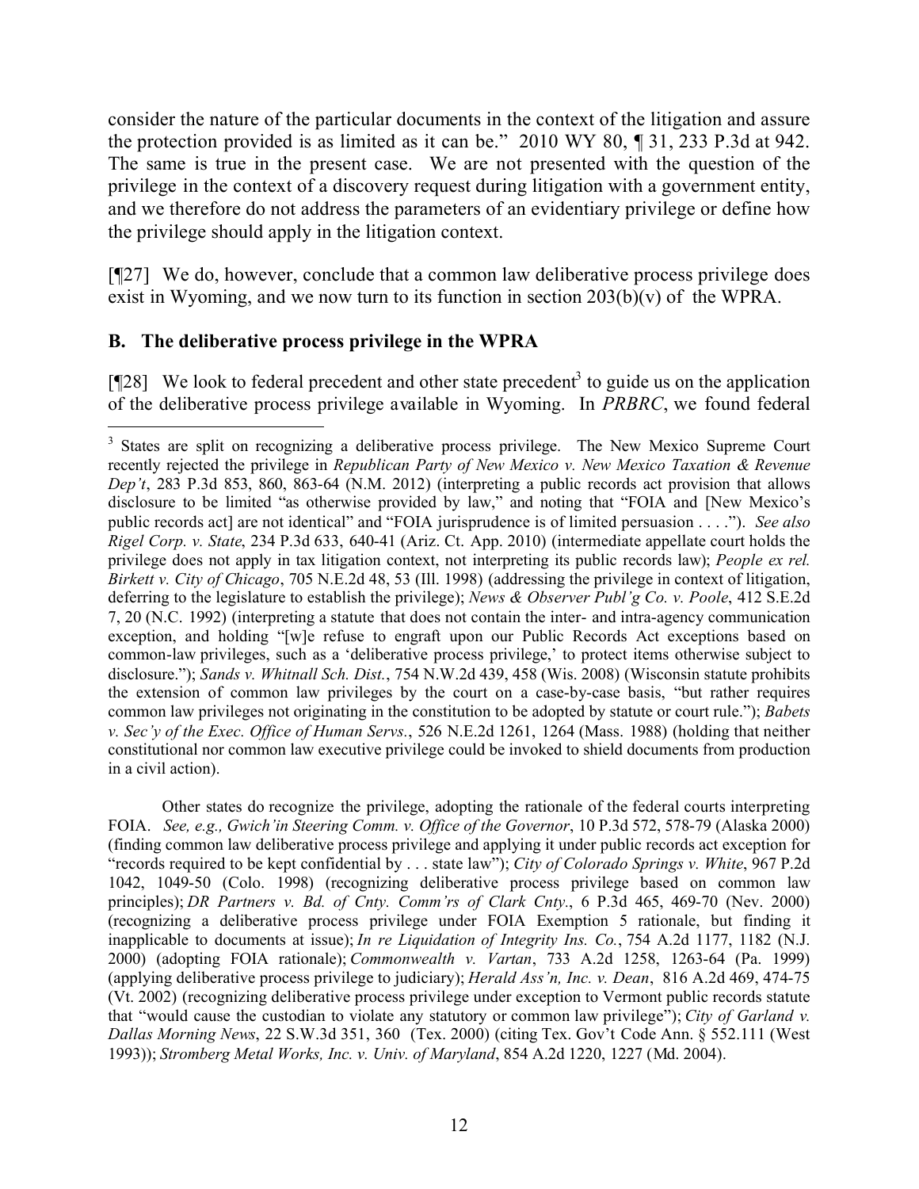consider the nature of the particular documents in the context of the litigation and assure the protection provided is as limited as it can be." 2010 WY 80, ¶ 31, 233 P.3d at 942. The same is true in the present case. We are not presented with the question of the privilege in the context of a discovery request during litigation with a government entity, and we therefore do not address the parameters of an evidentiary privilege or define how the privilege should apply in the litigation context.

[¶27] We do, however, conclude that a common law deliberative process privilege does exist in Wyoming, and we now turn to its function in section 203(b)(v) of the WPRA.

### B. The deliberative process privilege in the WPRA

[¶28] We look to federal precedent and other state precedent[3] to guide us on the application of the deliberative process privilege available in Wyoming. In *PRBRC*, we found federal

---

[3] States are split on recognizing a deliberative process privilege. The New Mexico Supreme Court recently rejected the privilege in *Republican Party of New Mexico v. New Mexico Taxation & Revenue Dep't*, 283 P.3d 853, 860, 863-64 (N.M. 2012) (interpreting a public records act provision that allows disclosure to be limited "as otherwise provided by law," and noting that "FOIA and [New Mexico's public records act] are not identical" and "FOIA jurisprudence is of limited persuasion . . . ."). *See also Rigel Corp. v. State*, 234 P.3d 633, 640-41 (Ariz. Ct. App. 2010) (intermediate appellate court holds the privilege does not apply in tax litigation context, not interpreting its public records law); *People ex rel. Birkett v. City of Chicago*, 705 N.E.2d 48, 53 (Ill. 1998) (addressing the privilege in context of litigation, deferring to the legislature to establish the privilege); *News & Observer Publ'g Co. v. Poole*, 412 S.E.2d 7, 20 (N.C. 1992) (interpreting a statute that does not contain the inter- and intra-agency communication exception, and holding "[w]e refuse to engraft upon our Public Records Act exceptions based on common-law privileges, such as a 'deliberative process privilege,' to protect items otherwise subject to disclosure."); *Sands v. Whitnall Sch. Dist.*, 754 N.W.2d 439, 458 (Wis. 2008) (Wisconsin statute prohibits the extension of common law privileges by the court on a case-by-case basis, "but rather requires common law privileges not originating in the constitution to be adopted by statute or court rule."); *Babets v. Sec'y of the Exec. Office of Human Servs.*, 526 N.E.2d 1261, 1264 (Mass. 1988) (holding that neither constitutional nor common law executive privilege could be invoked to shield documents from production in a civil action).

Other states do recognize the privilege, adopting the rationale of the federal courts interpreting FOIA. *See, e.g., Gwich'in Steering Comm. v. Office of the Governor*, 10 P.3d 572, 578-79 (Alaska 2000) (finding common law deliberative process privilege and applying it under public records act exception for "records required to be kept confidential by . . . state law"); *City of Colorado Springs v. White*, 967 P.2d 1042, 1049-50 (Colo. 1998) (recognizing deliberative process privilege based on common law principles); *DR Partners v. Bd. of Cnty. Comm'rs of Clark Cnty.*, 6 P.3d 465, 469-70 (Nev. 2000) (recognizing a deliberative process privilege under FOIA Exemption 5 rationale, but finding it inapplicable to documents at issue); *In re Liquidation of Integrity Ins. Co.*, 754 A.2d 1177, 1182 (N.J. 2000) (adopting FOIA rationale); *Commonwealth v. Vartan*, 733 A.2d 1258, 1263-64 (Pa. 1999) (applying deliberative process privilege to judiciary); *Herald Ass'n, Inc. v. Dean*, 816 A.2d 469, 474-75 (Vt. 2002) (recognizing deliberative process privilege under exception to Vermont public records statute that "would cause the custodian to violate any statutory or common law privilege"); *City of Garland v. Dallas Morning News*, 22 S.W.3d 351, 360 (Tex. 2000) (citing Tex. Gov't Code Ann. § 552.111 (West 1993)); *Stromberg Metal Works, Inc. v. Univ. of Maryland*, 854 A.2d 1220, 1227 (Md. 2004).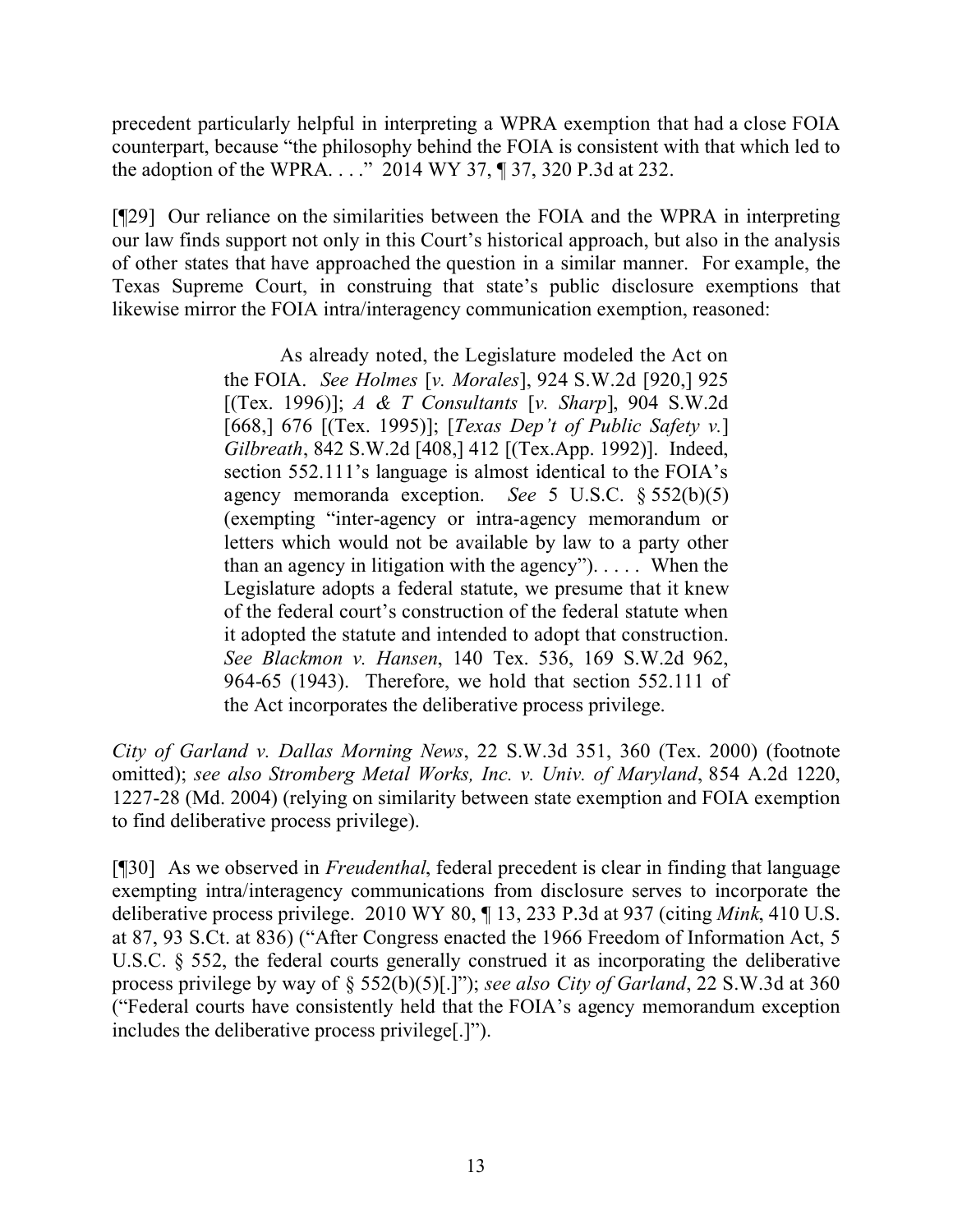precedent particularly helpful in interpreting a WPRA exemption that had a close FOIA counterpart, because "the philosophy behind the FOIA is consistent with that which led to the adoption of the WPRA. . . ." 2014 WY 37, ¶ 37, 320 P.3d at 232.

[¶29] Our reliance on the similarities between the FOIA and the WPRA in interpreting our law finds support not only in this Court's historical approach, but also in the analysis of other states that have approached the question in a similar manner. For example, the Texas Supreme Court, in construing that state's public disclosure exemptions that likewise mirror the FOIA intra/interagency communication exemption, reasoned:

> As already noted, the Legislature modeled the Act on the FOIA. *See Holmes* [*v. Morales*], 924 S.W.2d [920,] 925 [(Tex. 1996)]; *A & T Consultants* [*v. Sharp*], 904 S.W.2d [668,] 676 [(Tex. 1995)]; [*Texas Dep't of Public Safety v.*] *Gilbreath*, 842 S.W.2d [408,] 412 [(Tex.App. 1992)]. Indeed, section 552.111's language is almost identical to the FOIA's agency memoranda exception. *See* 5 U.S.C. § 552(b)(5) (exempting "inter-agency or intra-agency memorandum or letters which would not be available by law to a party other than an agency in litigation with the agency"). . . . . When the Legislature adopts a federal statute, we presume that it knew of the federal court's construction of the federal statute when it adopted the statute and intended to adopt that construction. *See Blackmon v. Hansen*, 140 Tex. 536, 169 S.W.2d 962, 964-65 (1943). Therefore, we hold that section 552.111 of the Act incorporates the deliberative process privilege.

*City of Garland v. Dallas Morning News*, 22 S.W.3d 351, 360 (Tex. 2000) (footnote omitted); *see also Stromberg Metal Works, Inc. v. Univ. of Maryland*, 854 A.2d 1220, 1227-28 (Md. 2004) (relying on similarity between state exemption and FOIA exemption to find deliberative process privilege).

[¶30] As we observed in *Freudenthal*, federal precedent is clear in finding that language exempting intra/interagency communications from disclosure serves to incorporate the deliberative process privilege. 2010 WY 80, ¶ 13, 233 P.3d at 937 (citing *Mink*, 410 U.S. at 87, 93 S.Ct. at 836) ("After Congress enacted the 1966 Freedom of Information Act, 5 U.S.C. § 552, the federal courts generally construed it as incorporating the deliberative process privilege by way of § 552(b)(5)[.]"); *see also City of Garland*, 22 S.W.3d at 360 ("Federal courts have consistently held that the FOIA's agency memorandum exception includes the deliberative process privilege[.]").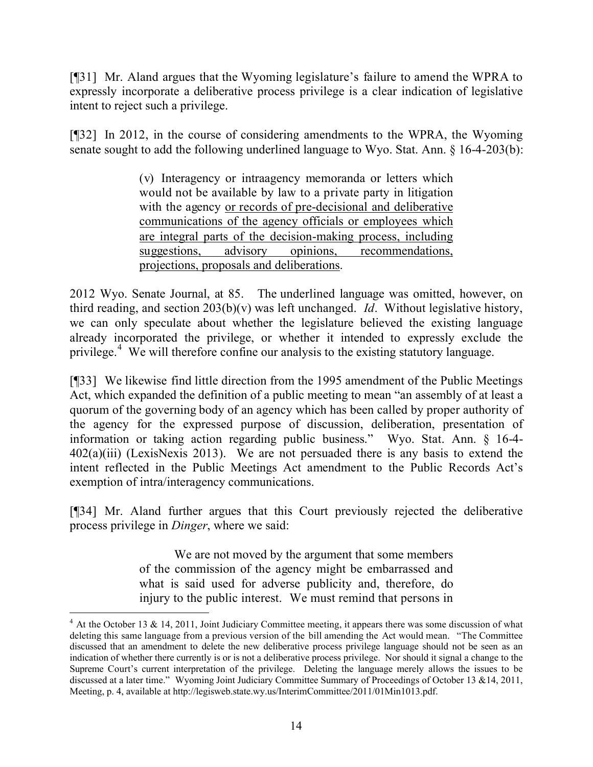[¶31] Mr. Aland argues that the Wyoming legislature's failure to amend the WPRA to expressly incorporate a deliberative process privilege is a clear indication of legislative intent to reject such a privilege.

[¶32] In 2012, in the course of considering amendments to the WPRA, the Wyoming senate sought to add the following underlined language to Wyo. Stat. Ann. § 16-4-203(b):

> (v) Interagency or intraagency memoranda or letters which would not be available by law to a private party in litigation with the agency <u>or records of pre-decisional and deliberative communications of the agency officials or employees which are integral parts of the decision-making process, including suggestions, advisory opinions, recommendations, projections, proposals and deliberations</u>.

2012 Wyo. Senate Journal, at 85. The underlined language was omitted, however, on third reading, and section 203(b)(v) was left unchanged. *Id*. Without legislative history, we can only speculate about whether the legislature believed the existing language already incorporated the privilege, or whether it intended to expressly exclude the privilege.[4] We will therefore confine our analysis to the existing statutory language.

[¶33] We likewise find little direction from the 1995 amendment of the Public Meetings Act, which expanded the definition of a public meeting to mean "an assembly of at least a quorum of the governing body of an agency which has been called by proper authority of the agency for the expressed purpose of discussion, deliberation, presentation of information or taking action regarding public business." Wyo. Stat. Ann. § 16-4-402(a)(iii) (LexisNexis 2013). We are not persuaded there is any basis to extend the intent reflected in the Public Meetings Act amendment to the Public Records Act's exemption of intra/interagency communications.

[¶34] Mr. Aland further argues that this Court previously rejected the deliberative process privilege in *Dinger*, where we said:

> We are not moved by the argument that some members of the commission of the agency might be embarrassed and what is said used for adverse publicity and, therefore, do injury to the public interest. We must remind that persons in

---

[4] At the October 13 & 14, 2011, Joint Judiciary Committee meeting, it appears there was some discussion of what deleting this same language from a previous version of the bill amending the Act would mean. "The Committee discussed that an amendment to delete the new deliberative process privilege language should not be seen as an indication of whether there currently is or is not a deliberative process privilege. Nor should it signal a change to the Supreme Court's current interpretation of the privilege. Deleting the language merely allows the issues to be discussed at a later time." Wyoming Joint Judiciary Committee Summary of Proceedings of October 13 &14, 2011, Meeting, p. 4, available at http://legisweb.state.wy.us/InterimCommittee/2011/01Min1013.pdf.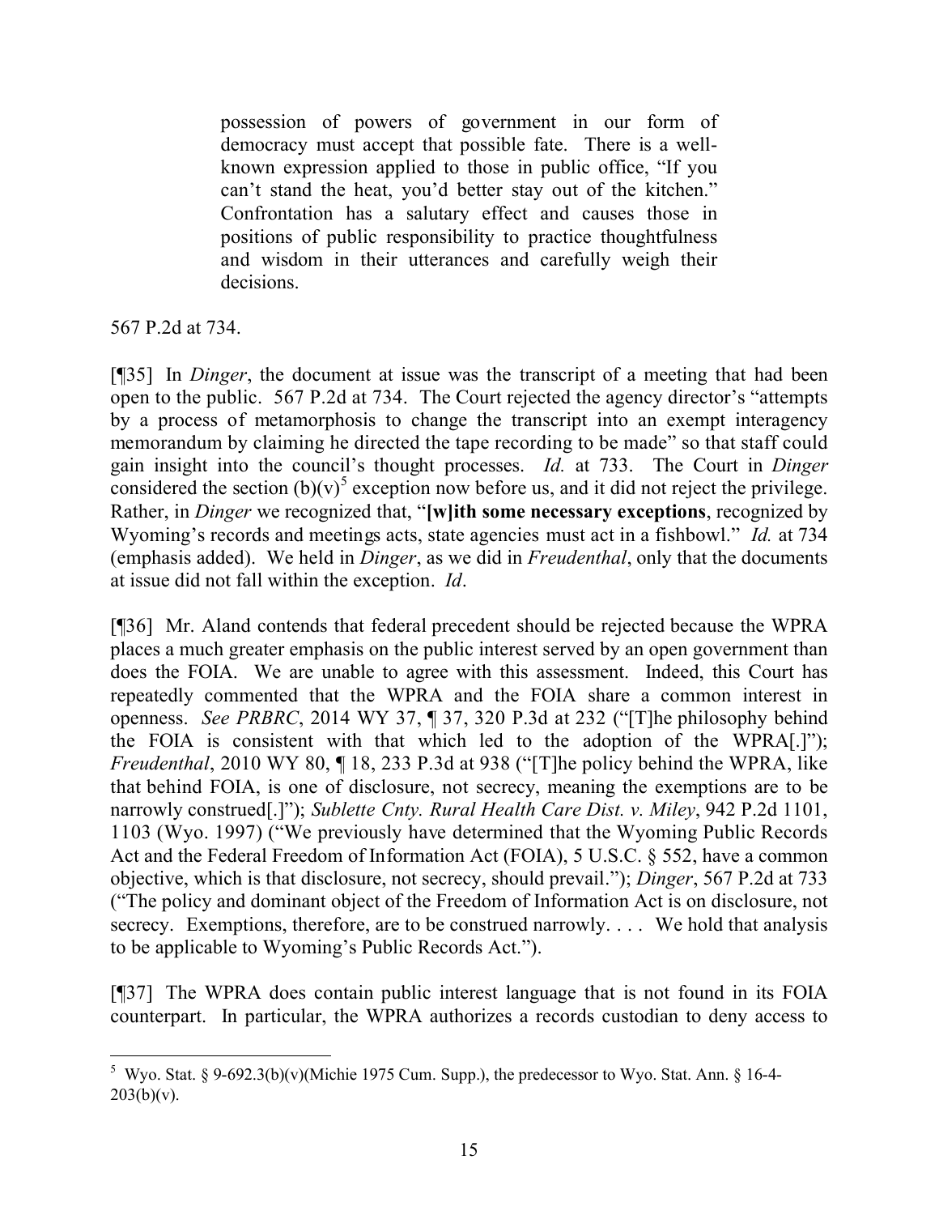> possession of powers of government in our form of democracy must accept that possible fate. There is a well-known expression applied to those in public office, "If you can't stand the heat, you'd better stay out of the kitchen." Confrontation has a salutary effect and causes those in positions of public responsibility to practice thoughtfulness and wisdom in their utterances and carefully weigh their decisions.

567 P.2d at 734.

[¶35] In *Dinger*, the document at issue was the transcript of a meeting that had been open to the public. 567 P.2d at 734. The Court rejected the agency director's "attempts by a process of metamorphosis to change the transcript into an exempt interagency memorandum by claiming he directed the tape recording to be made" so that staff could gain insight into the council's thought processes. *Id.* at 733. The Court in *Dinger* considered the section (b)(v)[5] exception now before us, and it did not reject the privilege. Rather, in *Dinger* we recognized that, "**[w]ith some necessary exceptions**, recognized by Wyoming's records and meetings acts, state agencies must act in a fishbowl." *Id.* at 734 (emphasis added). We held in *Dinger*, as we did in *Freudenthal*, only that the documents at issue did not fall within the exception. *Id*.

[¶36] Mr. Aland contends that federal precedent should be rejected because the WPRA places a much greater emphasis on the public interest served by an open government than does the FOIA. We are unable to agree with this assessment. Indeed, this Court has repeatedly commented that the WPRA and the FOIA share a common interest in openness. *See PRBRC*, 2014 WY 37, ¶ 37, 320 P.3d at 232 ("[T]he philosophy behind the FOIA is consistent with that which led to the adoption of the WPRA[.]"); *Freudenthal*, 2010 WY 80, ¶ 18, 233 P.3d at 938 ("[T]he policy behind the WPRA, like that behind FOIA, is one of disclosure, not secrecy, meaning the exemptions are to be narrowly construed[.]"); *Sublette Cnty. Rural Health Care Dist. v. Miley*, 942 P.2d 1101, 1103 (Wyo. 1997) ("We previously have determined that the Wyoming Public Records Act and the Federal Freedom of Information Act (FOIA), 5 U.S.C. § 552, have a common objective, which is that disclosure, not secrecy, should prevail."); *Dinger*, 567 P.2d at 733 ("The policy and dominant object of the Freedom of Information Act is on disclosure, not secrecy. Exemptions, therefore, are to be construed narrowly. . . . We hold that analysis to be applicable to Wyoming's Public Records Act.").

[¶37] The WPRA does contain public interest language that is not found in its FOIA counterpart. In particular, the WPRA authorizes a records custodian to deny access to

---

[5] Wyo. Stat. § 9-692.3(b)(v)(Michie 1975 Cum. Supp.), the predecessor to Wyo. Stat. Ann. § 16-4-203(b)(v).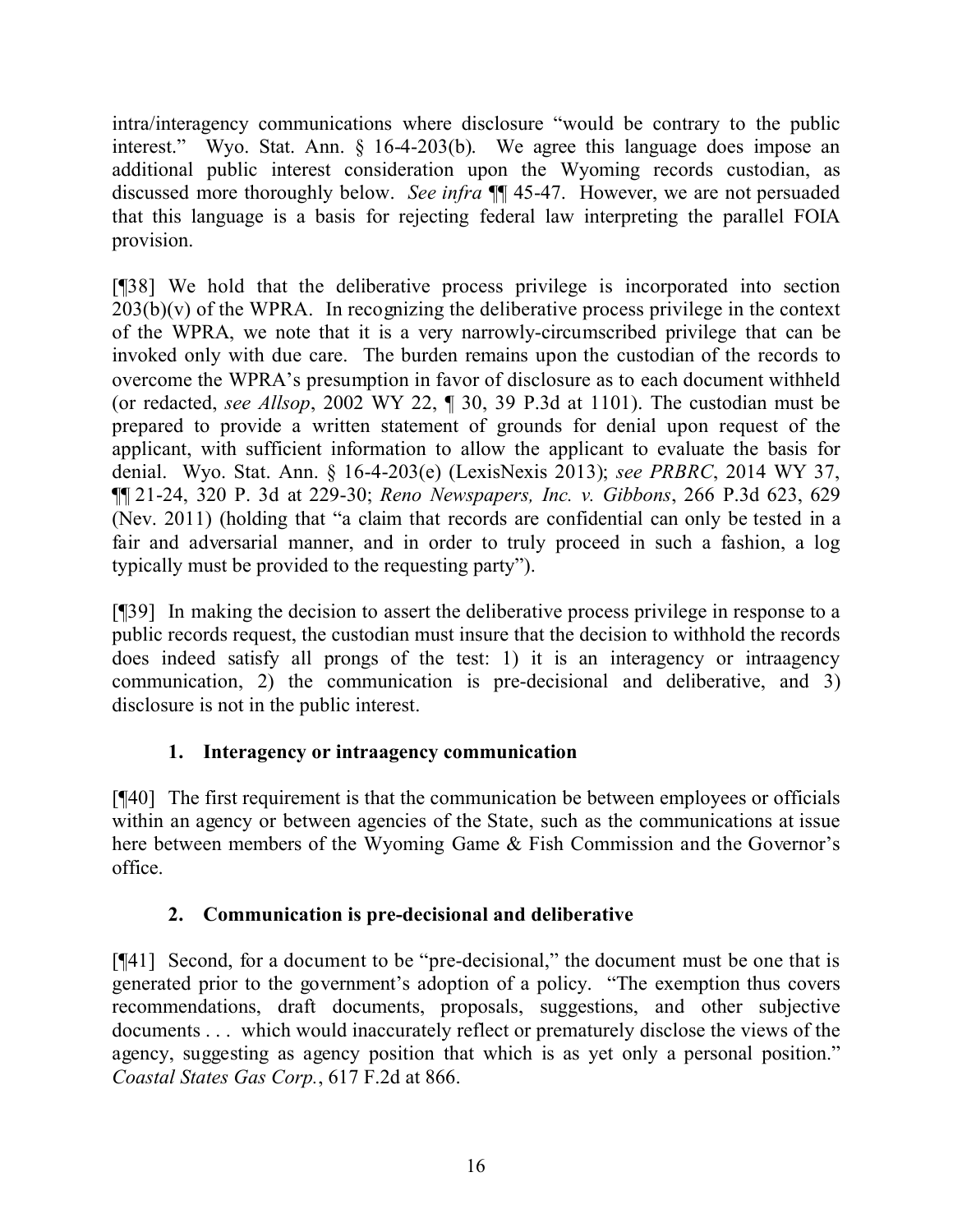intra/interagency communications where disclosure "would be contrary to the public interest." Wyo. Stat. Ann. § 16-4-203(b). We agree this language does impose an additional public interest consideration upon the Wyoming records custodian, as discussed more thoroughly below. *See infra* ¶¶ 45-47. However, we are not persuaded that this language is a basis for rejecting federal law interpreting the parallel FOIA provision.

[¶38] We hold that the deliberative process privilege is incorporated into section 203(b)(v) of the WPRA. In recognizing the deliberative process privilege in the context of the WPRA, we note that it is a very narrowly-circumscribed privilege that can be invoked only with due care. The burden remains upon the custodian of the records to overcome the WPRA's presumption in favor of disclosure as to each document withheld (or redacted, *see Allsop*, 2002 WY 22, ¶ 30, 39 P.3d at 1101). The custodian must be prepared to provide a written statement of grounds for denial upon request of the applicant, with sufficient information to allow the applicant to evaluate the basis for denial. Wyo. Stat. Ann. § 16-4-203(e) (LexisNexis 2013); *see PRBRC*, 2014 WY 37, ¶¶ 21-24, 320 P. 3d at 229-30; *Reno Newspapers, Inc. v. Gibbons*, 266 P.3d 623, 629 (Nev. 2011) (holding that "a claim that records are confidential can only be tested in a fair and adversarial manner, and in order to truly proceed in such a fashion, a log typically must be provided to the requesting party").

[¶39] In making the decision to assert the deliberative process privilege in response to a public records request, the custodian must insure that the decision to withhold the records does indeed satisfy all prongs of the test: 1) it is an interagency or intraagency communication, 2) the communication is pre-decisional and deliberative, and 3) disclosure is not in the public interest.

### 1. Interagency or intraagency communication

[¶40] The first requirement is that the communication be between employees or officials within an agency or between agencies of the State, such as the communications at issue here between members of the Wyoming Game & Fish Commission and the Governor's office.

### 2. Communication is pre-decisional and deliberative

[¶41] Second, for a document to be "pre-decisional," the document must be one that is generated prior to the government's adoption of a policy. "The exemption thus covers recommendations, draft documents, proposals, suggestions, and other subjective documents . . . which would inaccurately reflect or prematurely disclose the views of the agency, suggesting as agency position that which is as yet only a personal position." *Coastal States Gas Corp.*, 617 F.2d at 866.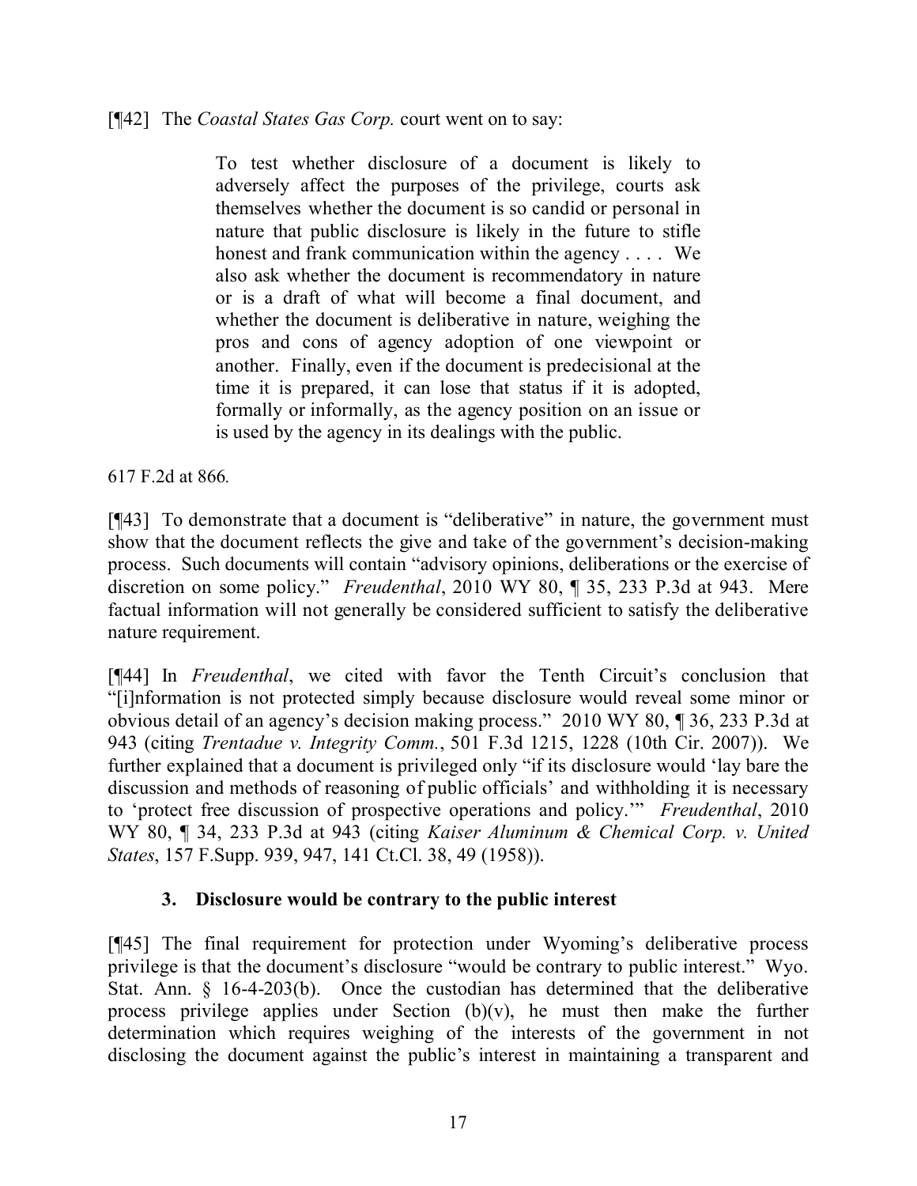[¶42] The *Coastal States Gas Corp.* court went on to say:

> To test whether disclosure of a document is likely to adversely affect the purposes of the privilege, courts ask themselves whether the document is so candid or personal in nature that public disclosure is likely in the future to stifle honest and frank communication within the agency . . . . We also ask whether the document is recommendatory in nature or is a draft of what will become a final document, and whether the document is deliberative in nature, weighing the pros and cons of agency adoption of one viewpoint or another. Finally, even if the document is predecisional at the time it is prepared, it can lose that status if it is adopted, formally or informally, as the agency position on an issue or is used by the agency in its dealings with the public.

617 F.2d at 866.

[¶43] To demonstrate that a document is "deliberative" in nature, the government must show that the document reflects the give and take of the government's decision-making process. Such documents will contain "advisory opinions, deliberations or the exercise of discretion on some policy." *Freudenthal*, 2010 WY 80, ¶ 35, 233 P.3d at 943. Mere factual information will not generally be considered sufficient to satisfy the deliberative nature requirement.

[¶44] In *Freudenthal*, we cited with favor the Tenth Circuit's conclusion that "[i]nformation is not protected simply because disclosure would reveal some minor or obvious detail of an agency's decision making process." 2010 WY 80, ¶ 36, 233 P.3d at 943 (citing *Trentadue v. Integrity Comm.*, 501 F.3d 1215, 1228 (10th Cir. 2007)). We further explained that a document is privileged only "if its disclosure would 'lay bare the discussion and methods of reasoning of public officials' and withholding it is necessary to 'protect free discussion of prospective operations and policy.'" *Freudenthal*, 2010 WY 80, ¶ 34, 233 P.3d at 943 (citing *Kaiser Aluminum & Chemical Corp. v. United States*, 157 F.Supp. 939, 947, 141 Ct.Cl. 38, 49 (1958)).

### 3. Disclosure would be contrary to the public interest

[¶45] The final requirement for protection under Wyoming's deliberative process privilege is that the document's disclosure "would be contrary to public interest." Wyo. Stat. Ann. § 16-4-203(b). Once the custodian has determined that the deliberative process privilege applies under Section (b)(v), he must then make the further determination which requires weighing of the interests of the government in not disclosing the document against the public's interest in maintaining a transparent and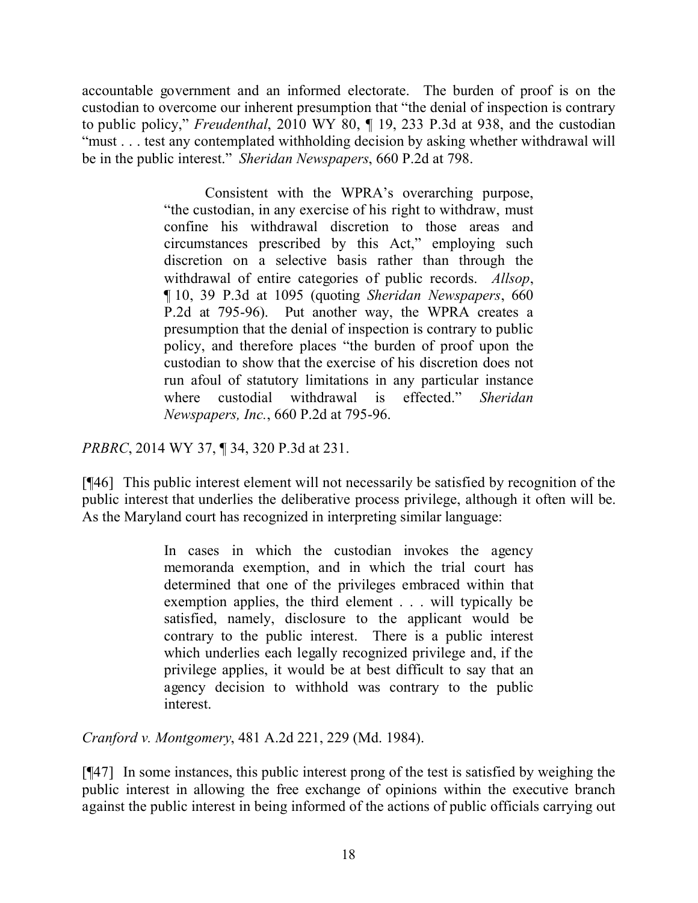accountable government and an informed electorate. The burden of proof is on the custodian to overcome our inherent presumption that "the denial of inspection is contrary to public policy," *Freudenthal*, 2010 WY 80, ¶ 19, 233 P.3d at 938, and the custodian "must . . . test any contemplated withholding decision by asking whether withdrawal will be in the public interest." *Sheridan Newspapers*, 660 P.2d at 798.

> Consistent with the WPRA's overarching purpose, "the custodian, in any exercise of his right to withdraw, must confine his withdrawal discretion to those areas and circumstances prescribed by this Act," employing such discretion on a selective basis rather than through the withdrawal of entire categories of public records. *Allsop*, ¶ 10, 39 P.3d at 1095 (quoting *Sheridan Newspapers*, 660 P.2d at 795-96). Put another way, the WPRA creates a presumption that the denial of inspection is contrary to public policy, and therefore places "the burden of proof upon the custodian to show that the exercise of his discretion does not run afoul of statutory limitations in any particular instance where custodial withdrawal is effected." *Sheridan Newspapers, Inc.*, 660 P.2d at 795-96.

*PRBRC*, 2014 WY 37, ¶ 34, 320 P.3d at 231.

[¶46] This public interest element will not necessarily be satisfied by recognition of the public interest that underlies the deliberative process privilege, although it often will be. As the Maryland court has recognized in interpreting similar language:

> In cases in which the custodian invokes the agency memoranda exemption, and in which the trial court has determined that one of the privileges embraced within that exemption applies, the third element . . . will typically be satisfied, namely, disclosure to the applicant would be contrary to the public interest. There is a public interest which underlies each legally recognized privilege and, if the privilege applies, it would be at best difficult to say that an agency decision to withhold was contrary to the public interest.

*Cranford v. Montgomery*, 481 A.2d 221, 229 (Md. 1984).

[¶47] In some instances, this public interest prong of the test is satisfied by weighing the public interest in allowing the free exchange of opinions within the executive branch against the public interest in being informed of the actions of public officials carrying out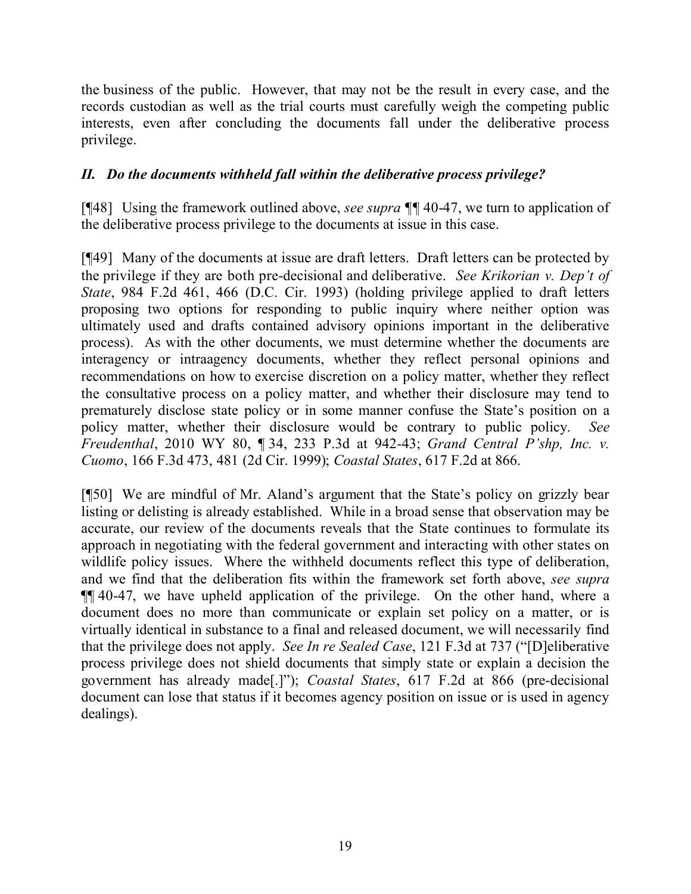the business of the public. However, that may not be the result in every case, and the records custodian as well as the trial courts must carefully weigh the competing public interests, even after concluding the documents fall under the deliberative process privilege.

### *II. Do the documents withheld fall within the deliberative process privilege?*

[¶48] Using the framework outlined above, *see supra* ¶¶ 40-47, we turn to application of the deliberative process privilege to the documents at issue in this case.

[¶49] Many of the documents at issue are draft letters. Draft letters can be protected by the privilege if they are both pre-decisional and deliberative. *See Krikorian v. Dep't of State*, 984 F.2d 461, 466 (D.C. Cir. 1993) (holding privilege applied to draft letters proposing two options for responding to public inquiry where neither option was ultimately used and drafts contained advisory opinions important in the deliberative process). As with the other documents, we must determine whether the documents are interagency or intraagency documents, whether they reflect personal opinions and recommendations on how to exercise discretion on a policy matter, whether they reflect the consultative process on a policy matter, and whether their disclosure may tend to prematurely disclose state policy or in some manner confuse the State's position on a policy matter, whether their disclosure would be contrary to public policy. *See Freudenthal*, 2010 WY 80, ¶ 34, 233 P.3d at 942-43; *Grand Central P'shp, Inc. v. Cuomo*, 166 F.3d 473, 481 (2d Cir. 1999); *Coastal States*, 617 F.2d at 866.

[¶50] We are mindful of Mr. Aland's argument that the State's policy on grizzly bear listing or delisting is already established. While in a broad sense that observation may be accurate, our review of the documents reveals that the State continues to formulate its approach in negotiating with the federal government and interacting with other states on wildlife policy issues. Where the withheld documents reflect this type of deliberation, and we find that the deliberation fits within the framework set forth above, *see supra* ¶¶ 40-47, we have upheld application of the privilege. On the other hand, where a document does no more than communicate or explain set policy on a matter, or is virtually identical in substance to a final and released document, we will necessarily find that the privilege does not apply. *See In re Sealed Case*, 121 F.3d at 737 ("[D]eliberative process privilege does not shield documents that simply state or explain a decision the government has already made[.]"); *Coastal States*, 617 F.2d at 866 (pre-decisional document can lose that status if it becomes agency position on issue or is used in agency dealings).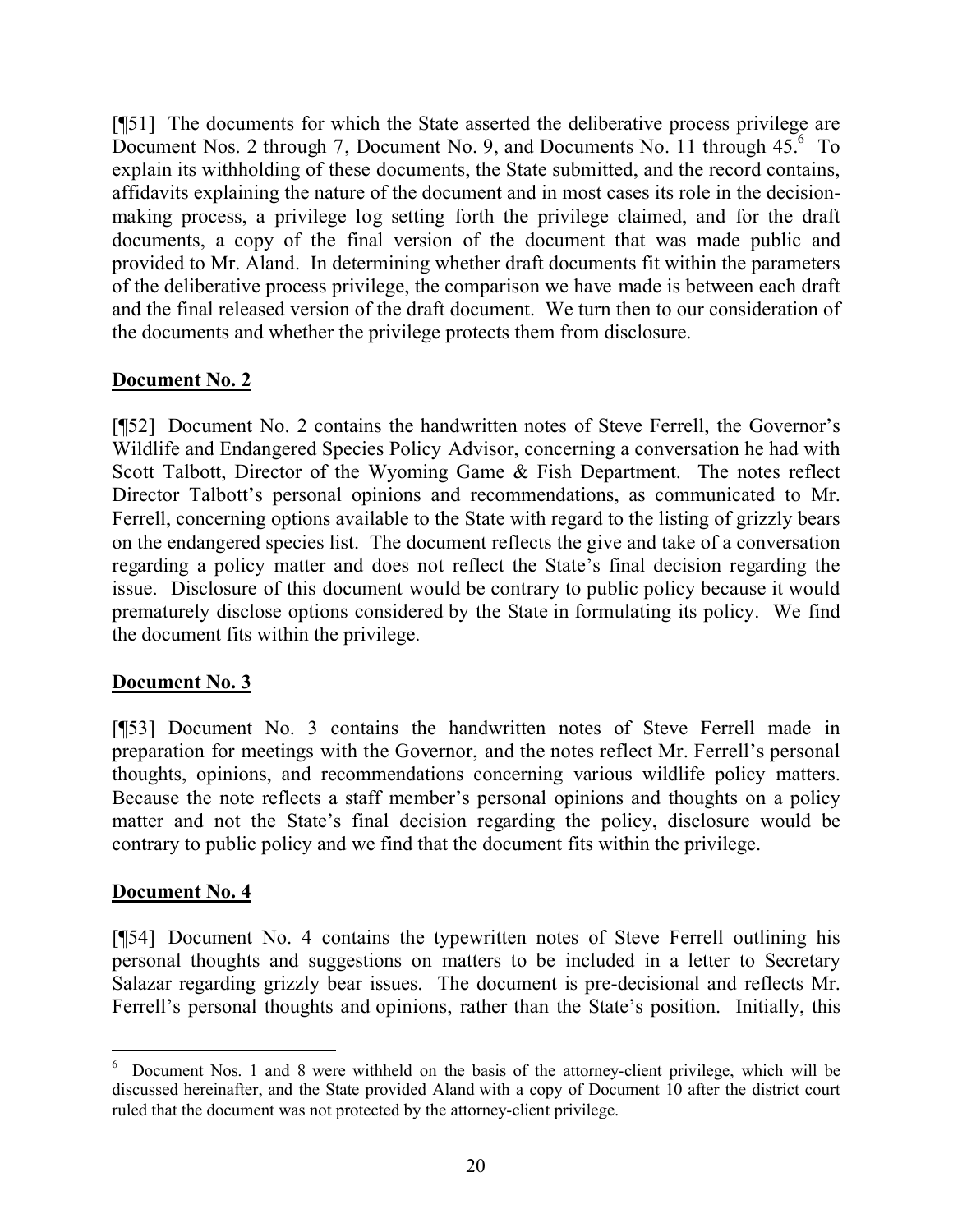[¶51] The documents for which the State asserted the deliberative process privilege are Document Nos. 2 through 7, Document No. 9, and Documents No. 11 through 45.[6] To explain its withholding of these documents, the State submitted, and the record contains, affidavits explaining the nature of the document and in most cases its role in the decision-making process, a privilege log setting forth the privilege claimed, and for the draft documents, a copy of the final version of the document that was made public and provided to Mr. Aland. In determining whether draft documents fit within the parameters of the deliberative process privilege, the comparison we have made is between each draft and the final released version of the draft document. We turn then to our consideration of the documents and whether the privilege protects them from disclosure.

**Document No. 2**

[¶52] Document No. 2 contains the handwritten notes of Steve Ferrell, the Governor's Wildlife and Endangered Species Policy Advisor, concerning a conversation he had with Scott Talbott, Director of the Wyoming Game & Fish Department. The notes reflect Director Talbott's personal opinions and recommendations, as communicated to Mr. Ferrell, concerning options available to the State with regard to the listing of grizzly bears on the endangered species list. The document reflects the give and take of a conversation regarding a policy matter and does not reflect the State's final decision regarding the issue. Disclosure of this document would be contrary to public policy because it would prematurely disclose options considered by the State in formulating its policy. We find the document fits within the privilege.

**Document No. 3**

[¶53] Document No. 3 contains the handwritten notes of Steve Ferrell made in preparation for meetings with the Governor, and the notes reflect Mr. Ferrell's personal thoughts, opinions, and recommendations concerning various wildlife policy matters. Because the note reflects a staff member's personal opinions and thoughts on a policy matter and not the State's final decision regarding the policy, disclosure would be contrary to public policy and we find that the document fits within the privilege.

**Document No. 4**

[¶54] Document No. 4 contains the typewritten notes of Steve Ferrell outlining his personal thoughts and suggestions on matters to be included in a letter to Secretary Salazar regarding grizzly bear issues. The document is pre-decisional and reflects Mr. Ferrell's personal thoughts and opinions, rather than the State's position. Initially, this

---

[6] Document Nos. 1 and 8 were withheld on the basis of the attorney-client privilege, which will be discussed hereinafter, and the State provided Aland with a copy of Document 10 after the district court ruled that the document was not protected by the attorney-client privilege.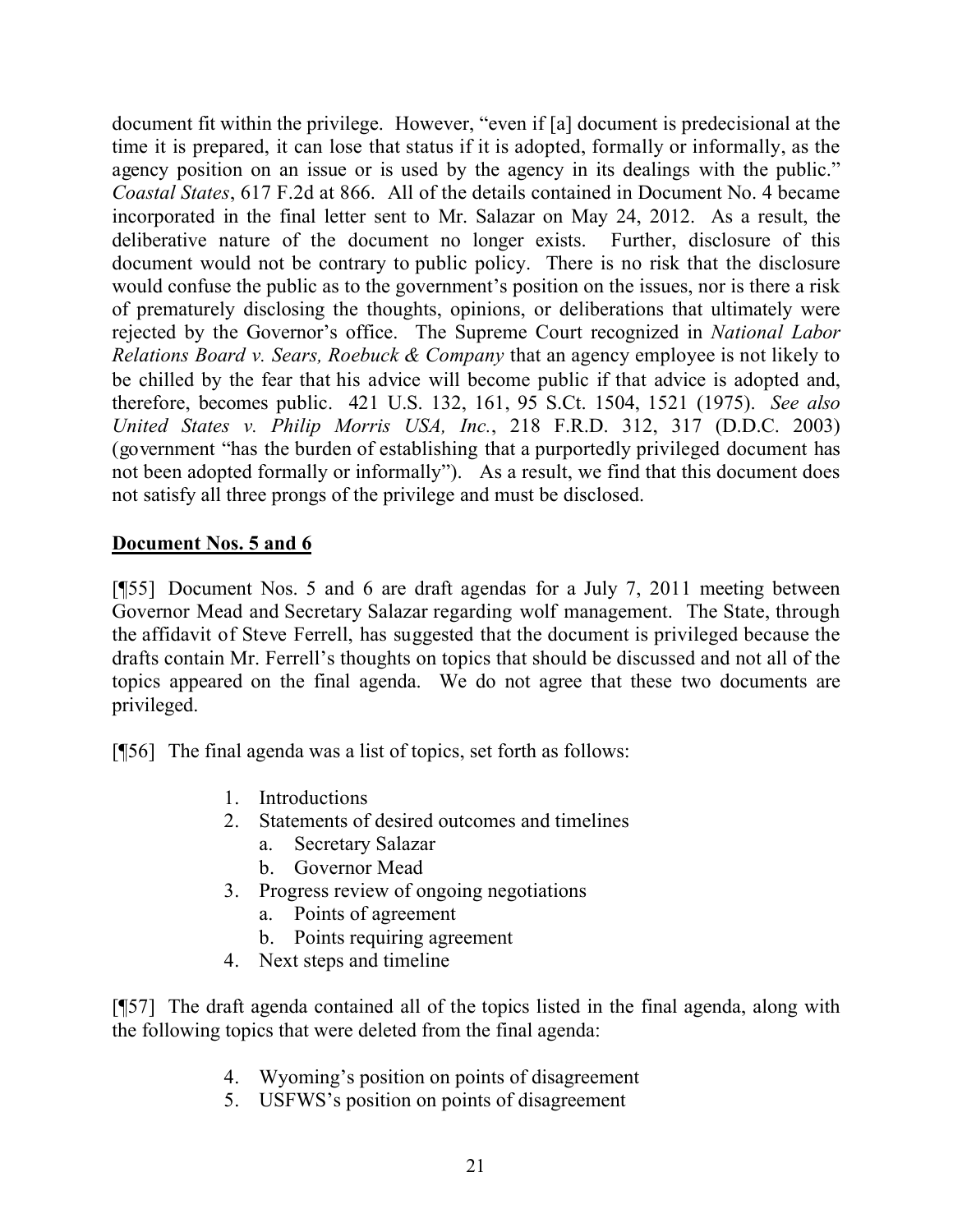document fit within the privilege. However, "even if [a] document is predecisional at the time it is prepared, it can lose that status if it is adopted, formally or informally, as the agency position on an issue or is used by the agency in its dealings with the public." *Coastal States*, 617 F.2d at 866. All of the details contained in Document No. 4 became incorporated in the final letter sent to Mr. Salazar on May 24, 2012. As a result, the deliberative nature of the document no longer exists. Further, disclosure of this document would not be contrary to public policy. There is no risk that the disclosure would confuse the public as to the government's position on the issues, nor is there a risk of prematurely disclosing the thoughts, opinions, or deliberations that ultimately were rejected by the Governor's office. The Supreme Court recognized in *National Labor Relations Board v. Sears, Roebuck & Company* that an agency employee is not likely to be chilled by the fear that his advice will become public if that advice is adopted and, therefore, becomes public. 421 U.S. 132, 161, 95 S.Ct. 1504, 1521 (1975). *See also United States v. Philip Morris USA, Inc.*, 218 F.R.D. 312, 317 (D.D.C. 2003) (government "has the burden of establishing that a purportedly privileged document has not been adopted formally or informally"). As a result, we find that this document does not satisfy all three prongs of the privilege and must be disclosed.

**Document Nos. 5 and 6**

[¶55] Document Nos. 5 and 6 are draft agendas for a July 7, 2011 meeting between Governor Mead and Secretary Salazar regarding wolf management. The State, through the affidavit of Steve Ferrell, has suggested that the document is privileged because the drafts contain Mr. Ferrell's thoughts on topics that should be discussed and not all of the topics appeared on the final agenda. We do not agree that these two documents are privileged.

[¶56] The final agenda was a list of topics, set forth as follows:

1. Introductions
2. Statements of desired outcomes and timelines
   a. Secretary Salazar
   b. Governor Mead
3. Progress review of ongoing negotiations
   a. Points of agreement
   b. Points requiring agreement
4. Next steps and timeline

[¶57] The draft agenda contained all of the topics listed in the final agenda, along with the following topics that were deleted from the final agenda:

4. Wyoming's position on points of disagreement
5. USFWS's position on points of disagreement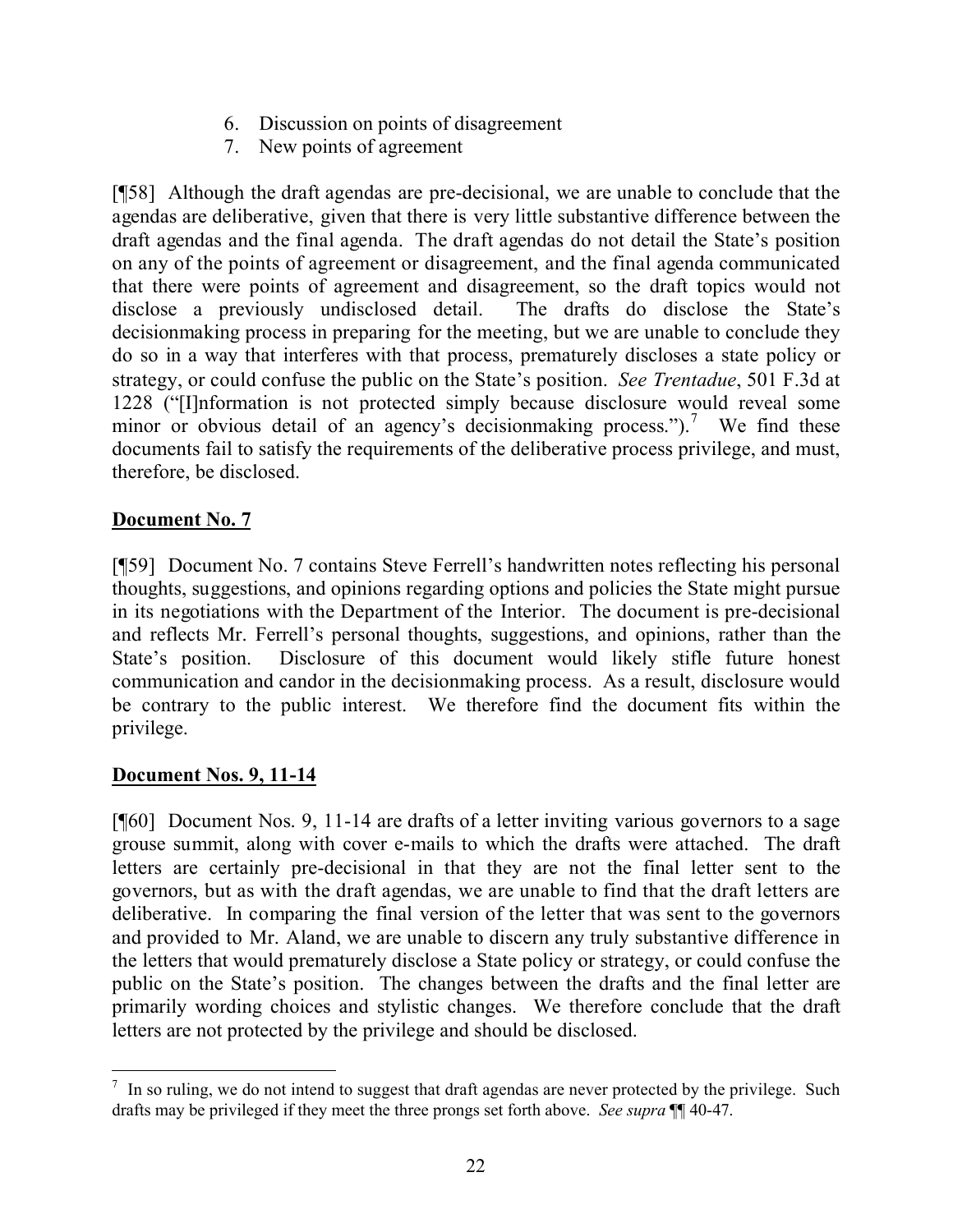6. Discussion on points of disagreement
7. New points of agreement

[¶58] Although the draft agendas are pre-decisional, we are unable to conclude that the agendas are deliberative, given that there is very little substantive difference between the draft agendas and the final agenda. The draft agendas do not detail the State's position on any of the points of agreement or disagreement, and the final agenda communicated that there were points of agreement and disagreement, so the draft topics would not disclose a previously undisclosed detail. The drafts do disclose the State's decisionmaking process in preparing for the meeting, but we are unable to conclude they do so in a way that interferes with that process, prematurely discloses a state policy or strategy, or could confuse the public on the State's position. *See Trentadue*, 501 F.3d at 1228 ("[I]nformation is not protected simply because disclosure would reveal some minor or obvious detail of an agency's decisionmaking process.").[7] We find these documents fail to satisfy the requirements of the deliberative process privilege, and must, therefore, be disclosed.

**<u>Document No. 7</u>**

[¶59] Document No. 7 contains Steve Ferrell's handwritten notes reflecting his personal thoughts, suggestions, and opinions regarding options and policies the State might pursue in its negotiations with the Department of the Interior. The document is pre-decisional and reflects Mr. Ferrell's personal thoughts, suggestions, and opinions, rather than the State's position. Disclosure of this document would likely stifle future honest communication and candor in the decisionmaking process. As a result, disclosure would be contrary to the public interest. We therefore find the document fits within the privilege.

**<u>Document Nos. 9, 11-14</u>**

[¶60] Document Nos. 9, 11-14 are drafts of a letter inviting various governors to a sage grouse summit, along with cover e-mails to which the drafts were attached. The draft letters are certainly pre-decisional in that they are not the final letter sent to the governors, but as with the draft agendas, we are unable to find that the draft letters are deliberative. In comparing the final version of the letter that was sent to the governors and provided to Mr. Aland, we are unable to discern any truly substantive difference in the letters that would prematurely disclose a State policy or strategy, or could confuse the public on the State's position. The changes between the drafts and the final letter are primarily wording choices and stylistic changes. We therefore conclude that the draft letters are not protected by the privilege and should be disclosed.

---

[7] In so ruling, we do not intend to suggest that draft agendas are never protected by the privilege. Such drafts may be privileged if they meet the three prongs set forth above. *See supra* ¶¶ 40-47.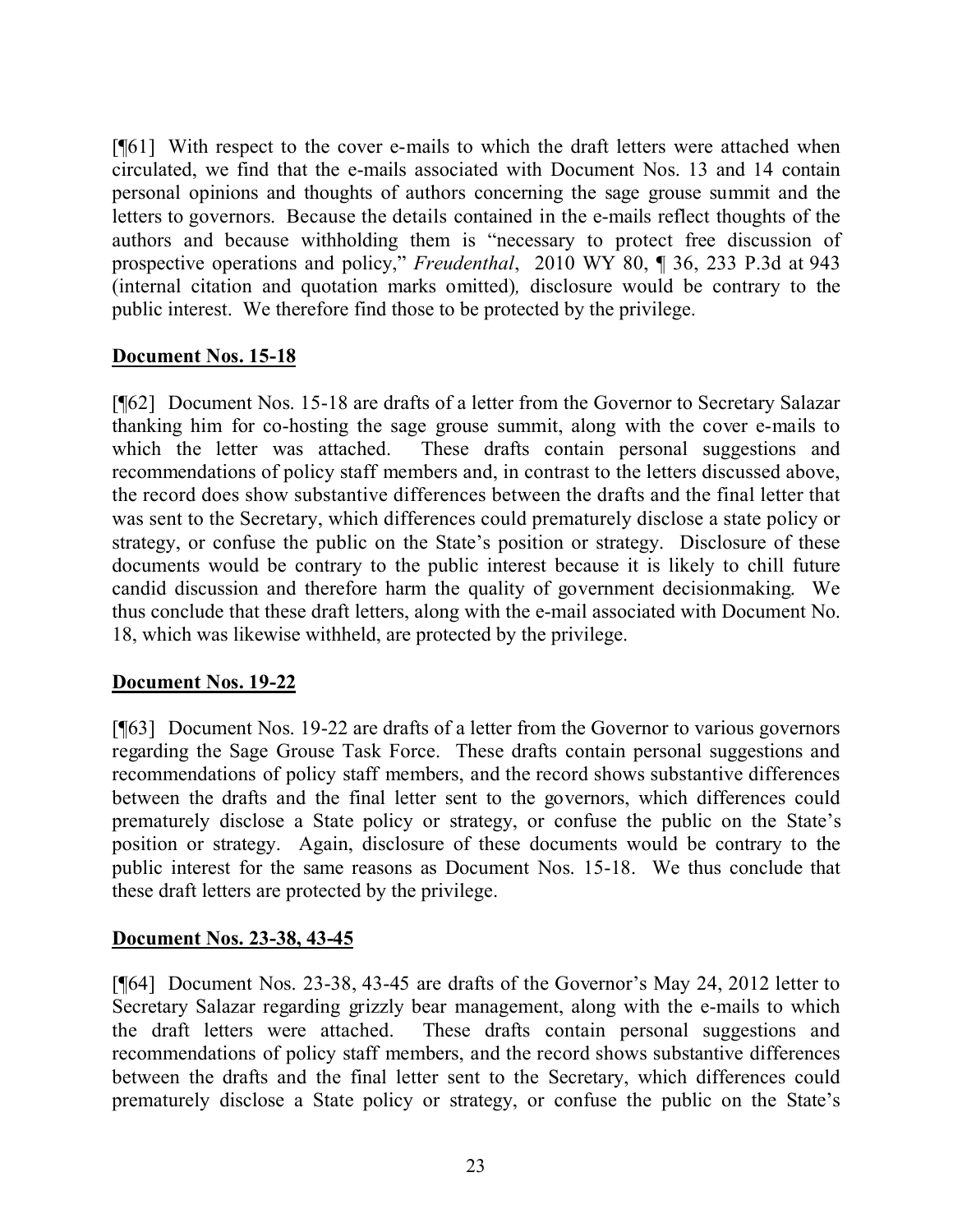[¶61] With respect to the cover e-mails to which the draft letters were attached when circulated, we find that the e-mails associated with Document Nos. 13 and 14 contain personal opinions and thoughts of authors concerning the sage grouse summit and the letters to governors. Because the details contained in the e-mails reflect thoughts of the authors and because withholding them is "necessary to protect free discussion of prospective operations and policy," *Freudenthal*, 2010 WY 80, ¶ 36, 233 P.3d at 943 (internal citation and quotation marks omitted)*,* disclosure would be contrary to the public interest. We therefore find those to be protected by the privilege.

**Document Nos. 15-18**

[¶62] Document Nos. 15-18 are drafts of a letter from the Governor to Secretary Salazar thanking him for co-hosting the sage grouse summit, along with the cover e-mails to which the letter was attached. These drafts contain personal suggestions and recommendations of policy staff members and, in contrast to the letters discussed above, the record does show substantive differences between the drafts and the final letter that was sent to the Secretary, which differences could prematurely disclose a state policy or strategy, or confuse the public on the State's position or strategy. Disclosure of these documents would be contrary to the public interest because it is likely to chill future candid discussion and therefore harm the quality of government decisionmaking. We thus conclude that these draft letters, along with the e-mail associated with Document No. 18, which was likewise withheld, are protected by the privilege.

**Document Nos. 19-22**

[¶63] Document Nos. 19-22 are drafts of a letter from the Governor to various governors regarding the Sage Grouse Task Force. These drafts contain personal suggestions and recommendations of policy staff members, and the record shows substantive differences between the drafts and the final letter sent to the governors, which differences could prematurely disclose a State policy or strategy, or confuse the public on the State's position or strategy. Again, disclosure of these documents would be contrary to the public interest for the same reasons as Document Nos. 15-18. We thus conclude that these draft letters are protected by the privilege.

**Document Nos. 23-38, 43-45**

[¶64] Document Nos. 23-38, 43-45 are drafts of the Governor's May 24, 2012 letter to Secretary Salazar regarding grizzly bear management, along with the e-mails to which the draft letters were attached. These drafts contain personal suggestions and recommendations of policy staff members, and the record shows substantive differences between the drafts and the final letter sent to the Secretary, which differences could prematurely disclose a State policy or strategy, or confuse the public on the State's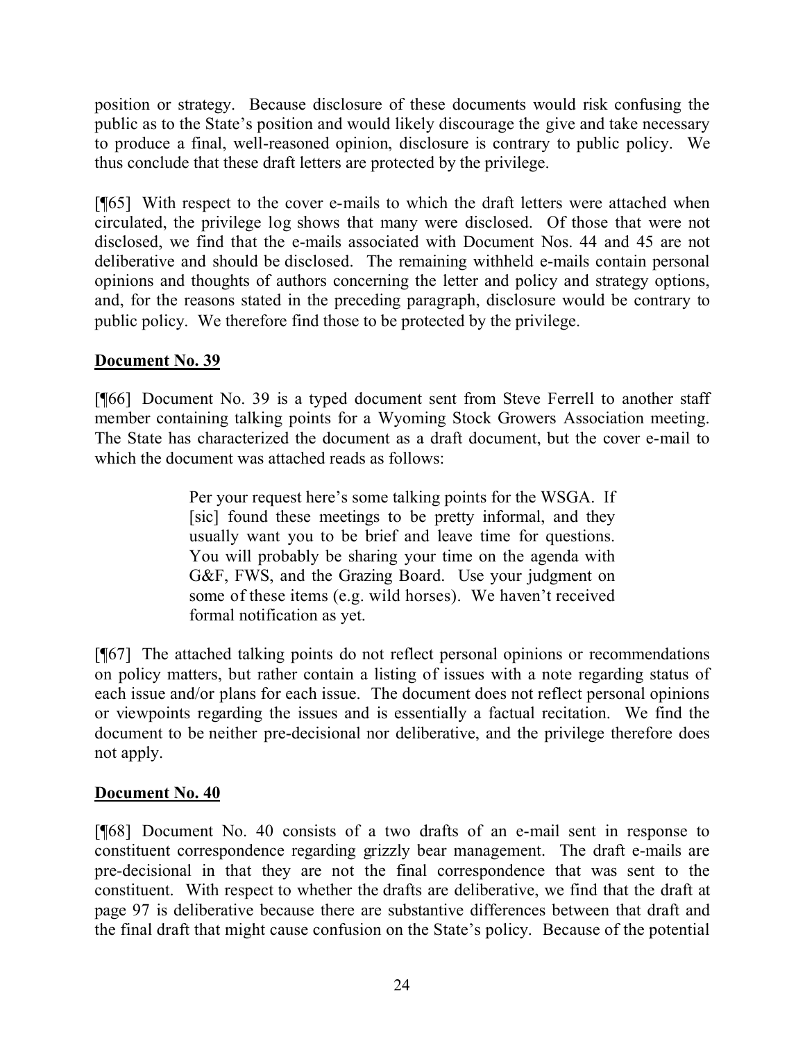position or strategy. Because disclosure of these documents would risk confusing the public as to the State's position and would likely discourage the give and take necessary to produce a final, well-reasoned opinion, disclosure is contrary to public policy. We thus conclude that these draft letters are protected by the privilege.

[¶65] With respect to the cover e-mails to which the draft letters were attached when circulated, the privilege log shows that many were disclosed. Of those that were not disclosed, we find that the e-mails associated with Document Nos. 44 and 45 are not deliberative and should be disclosed. The remaining withheld e-mails contain personal opinions and thoughts of authors concerning the letter and policy and strategy options, and, for the reasons stated in the preceding paragraph, disclosure would be contrary to public policy. We therefore find those to be protected by the privilege.

**Document No. 39**

[¶66] Document No. 39 is a typed document sent from Steve Ferrell to another staff member containing talking points for a Wyoming Stock Growers Association meeting. The State has characterized the document as a draft document, but the cover e-mail to which the document was attached reads as follows:

> Per your request here's some talking points for the WSGA. If [sic] found these meetings to be pretty informal, and they usually want you to be brief and leave time for questions. You will probably be sharing your time on the agenda with G&F, FWS, and the Grazing Board. Use your judgment on some of these items (e.g. wild horses). We haven't received formal notification as yet.

[¶67] The attached talking points do not reflect personal opinions or recommendations on policy matters, but rather contain a listing of issues with a note regarding status of each issue and/or plans for each issue. The document does not reflect personal opinions or viewpoints regarding the issues and is essentially a factual recitation. We find the document to be neither pre-decisional nor deliberative, and the privilege therefore does not apply.

**Document No. 40**

[¶68] Document No. 40 consists of a two drafts of an e-mail sent in response to constituent correspondence regarding grizzly bear management. The draft e-mails are pre-decisional in that they are not the final correspondence that was sent to the constituent. With respect to whether the drafts are deliberative, we find that the draft at page 97 is deliberative because there are substantive differences between that draft and the final draft that might cause confusion on the State's policy. Because of the potential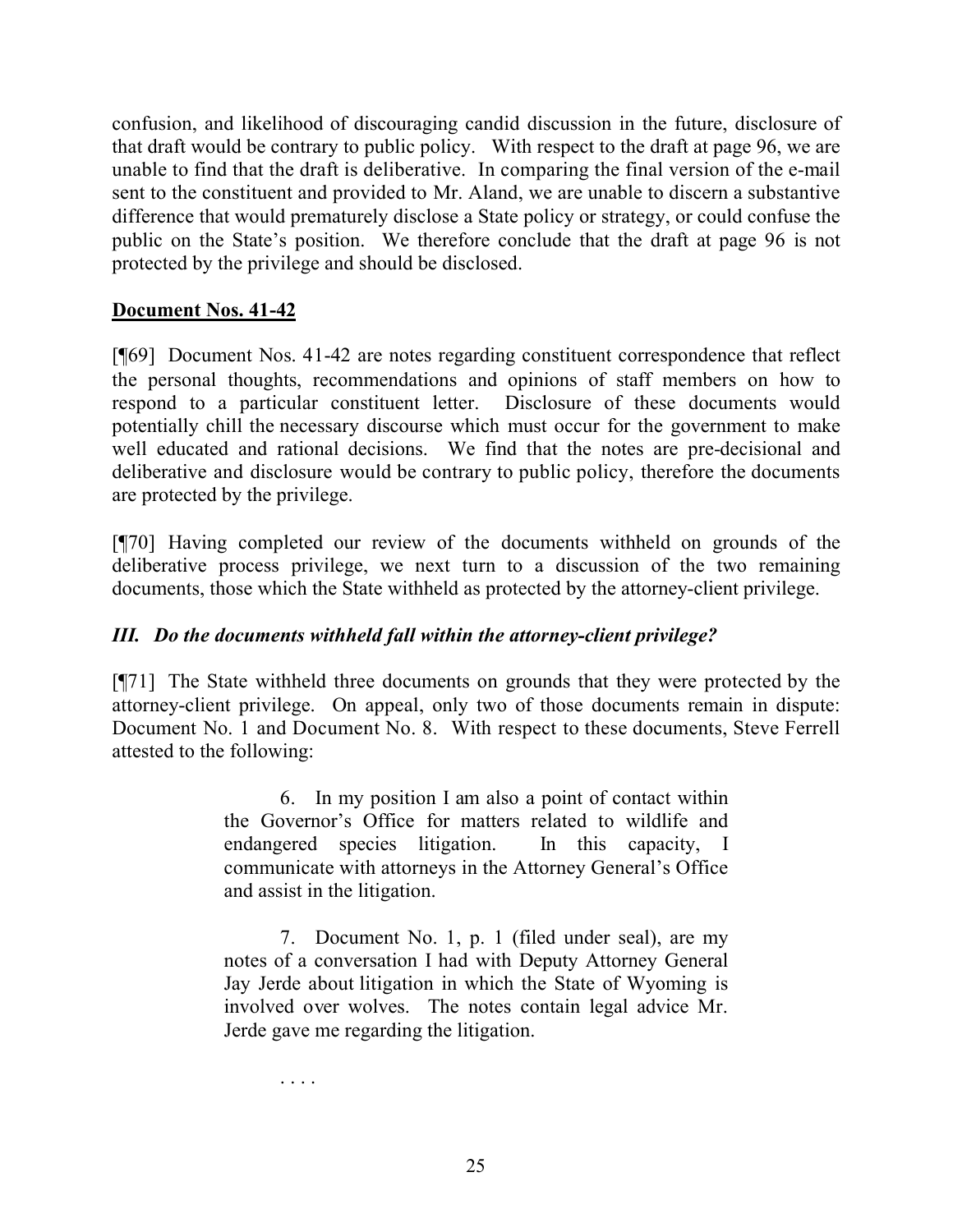confusion, and likelihood of discouraging candid discussion in the future, disclosure of that draft would be contrary to public policy. With respect to the draft at page 96, we are unable to find that the draft is deliberative. In comparing the final version of the e-mail sent to the constituent and provided to Mr. Aland, we are unable to discern a substantive difference that would prematurely disclose a State policy or strategy, or could confuse the public on the State's position. We therefore conclude that the draft at page 96 is not protected by the privilege and should be disclosed.

**Document Nos. 41-42**

[¶69] Document Nos. 41-42 are notes regarding constituent correspondence that reflect the personal thoughts, recommendations and opinions of staff members on how to respond to a particular constituent letter. Disclosure of these documents would potentially chill the necessary discourse which must occur for the government to make well educated and rational decisions. We find that the notes are pre-decisional and deliberative and disclosure would be contrary to public policy, therefore the documents are protected by the privilege.

[¶70] Having completed our review of the documents withheld on grounds of the deliberative process privilege, we next turn to a discussion of the two remaining documents, those which the State withheld as protected by the attorney-client privilege.

### *III. Do the documents withheld fall within the attorney-client privilege?*

[¶71] The State withheld three documents on grounds that they were protected by the attorney-client privilege. On appeal, only two of those documents remain in dispute: Document No. 1 and Document No. 8. With respect to these documents, Steve Ferrell attested to the following:

> 6. In my position I am also a point of contact within the Governor's Office for matters related to wildlife and endangered species litigation. In this capacity, I communicate with attorneys in the Attorney General's Office and assist in the litigation.
>
> 7. Document No. 1, p. 1 (filed under seal), are my notes of a conversation I had with Deputy Attorney General Jay Jerde about litigation in which the State of Wyoming is involved over wolves. The notes contain legal advice Mr. Jerde gave me regarding the litigation.
>
> . . . .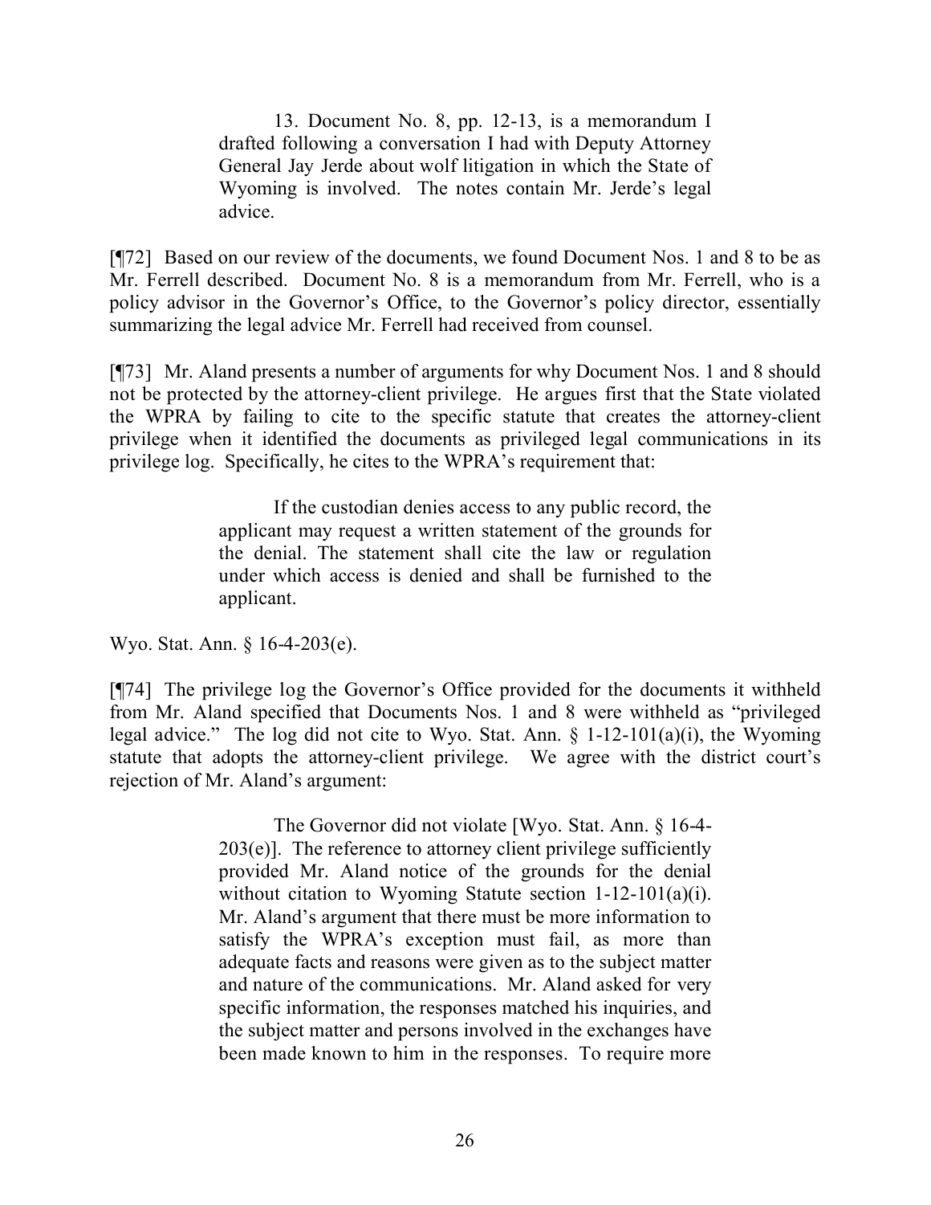> 13. Document No. 8, pp. 12-13, is a memorandum I drafted following a conversation I had with Deputy Attorney General Jay Jerde about wolf litigation in which the State of Wyoming is involved. The notes contain Mr. Jerde's legal advice.

[¶72] Based on our review of the documents, we found Document Nos. 1 and 8 to be as Mr. Ferrell described. Document No. 8 is a memorandum from Mr. Ferrell, who is a policy advisor in the Governor's Office, to the Governor's policy director, essentially summarizing the legal advice Mr. Ferrell had received from counsel.

[¶73] Mr. Aland presents a number of arguments for why Document Nos. 1 and 8 should not be protected by the attorney-client privilege. He argues first that the State violated the WPRA by failing to cite to the specific statute that creates the attorney-client privilege when it identified the documents as privileged legal communications in its privilege log. Specifically, he cites to the WPRA's requirement that:

> If the custodian denies access to any public record, the applicant may request a written statement of the grounds for the denial. The statement shall cite the law or regulation under which access is denied and shall be furnished to the applicant.

Wyo. Stat. Ann. § 16-4-203(e).

[¶74] The privilege log the Governor's Office provided for the documents it withheld from Mr. Aland specified that Documents Nos. 1 and 8 were withheld as "privileged legal advice." The log did not cite to Wyo. Stat. Ann. § 1-12-101(a)(i), the Wyoming statute that adopts the attorney-client privilege. We agree with the district court's rejection of Mr. Aland's argument:

> The Governor did not violate [Wyo. Stat. Ann. § 16-4-203(e)]. The reference to attorney client privilege sufficiently provided Mr. Aland notice of the grounds for the denial without citation to Wyoming Statute section 1-12-101(a)(i). Mr. Aland's argument that there must be more information to satisfy the WPRA's exception must fail, as more than adequate facts and reasons were given as to the subject matter and nature of the communications. Mr. Aland asked for very specific information, the responses matched his inquiries, and the subject matter and persons involved in the exchanges have been made known to him in the responses. To require more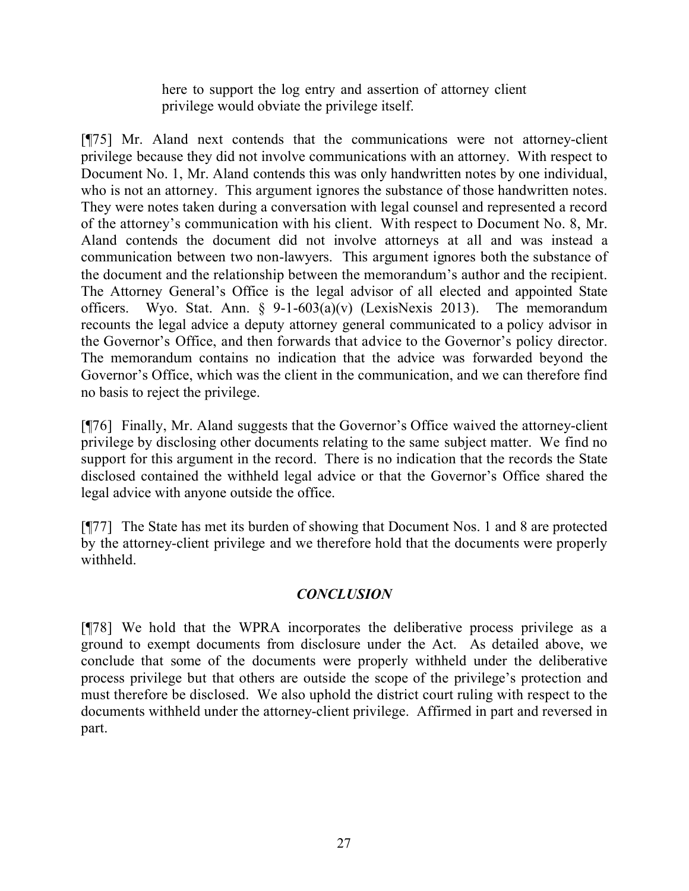> here to support the log entry and assertion of attorney client privilege would obviate the privilege itself.

[¶75] Mr. Aland next contends that the communications were not attorney-client privilege because they did not involve communications with an attorney. With respect to Document No. 1, Mr. Aland contends this was only handwritten notes by one individual, who is not an attorney. This argument ignores the substance of those handwritten notes. They were notes taken during a conversation with legal counsel and represented a record of the attorney's communication with his client. With respect to Document No. 8, Mr. Aland contends the document did not involve attorneys at all and was instead a communication between two non-lawyers. This argument ignores both the substance of the document and the relationship between the memorandum's author and the recipient. The Attorney General's Office is the legal advisor of all elected and appointed State officers. Wyo. Stat. Ann. § 9-1-603(a)(v) (LexisNexis 2013). The memorandum recounts the legal advice a deputy attorney general communicated to a policy advisor in the Governor's Office, and then forwards that advice to the Governor's policy director. The memorandum contains no indication that the advice was forwarded beyond the Governor's Office, which was the client in the communication, and we can therefore find no basis to reject the privilege.

[¶76] Finally, Mr. Aland suggests that the Governor's Office waived the attorney-client privilege by disclosing other documents relating to the same subject matter. We find no support for this argument in the record. There is no indication that the records the State disclosed contained the withheld legal advice or that the Governor's Office shared the legal advice with anyone outside the office.

[¶77] The State has met its burden of showing that Document Nos. 1 and 8 are protected by the attorney-client privilege and we therefore hold that the documents were properly withheld.

## *CONCLUSION*

[¶78] We hold that the WPRA incorporates the deliberative process privilege as a ground to exempt documents from disclosure under the Act. As detailed above, we conclude that some of the documents were properly withheld under the deliberative process privilege but that others are outside the scope of the privilege's protection and must therefore be disclosed. We also uphold the district court ruling with respect to the documents withheld under the attorney-client privilege. Affirmed in part and reversed in part.